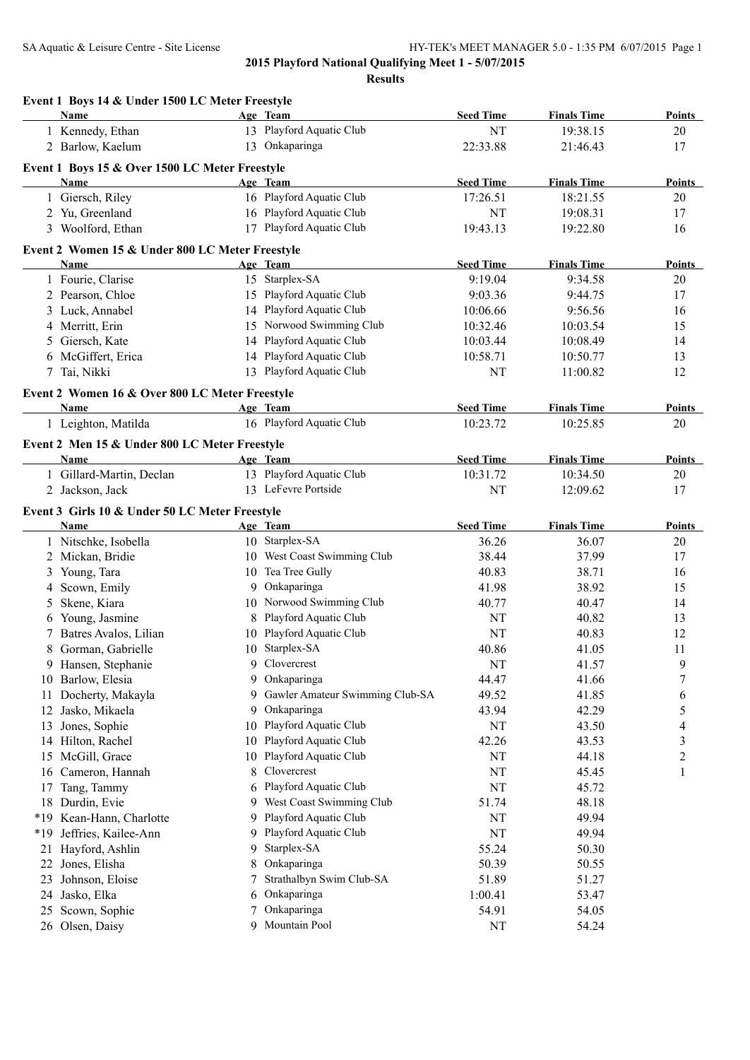**2015 Playford National Qualifying Meet 1 - 5/07/2015**

**Results**

### Event 1 Boys 14 & Under 1500 LC Meter Freestyle

| | Name | Age | Team | Seed Time | Finals Time | Points |
|---|---|---|---|---|---|---|
| 1 | Kennedy, Ethan | 13 | Playford Aquatic Club | NT | 19:38.15 | 20 |
| 2 | Barlow, Kaelum | 13 | Onkaparinga | 22:33.88 | 21:46.43 | 17 |

### Event 1 Boys 15 & Over 1500 LC Meter Freestyle

| | Name | Age | Team | Seed Time | Finals Time | Points |
|---|---|---|---|---|---|---|
| 1 | Giersch, Riley | 16 | Playford Aquatic Club | 17:26.51 | 18:21.55 | 20 |
| 2 | Yu, Greenland | 16 | Playford Aquatic Club | NT | 19:08.31 | 17 |
| 3 | Woolford, Ethan | 17 | Playford Aquatic Club | 19:43.13 | 19:22.80 | 16 |

### Event 2 Women 15 & Under 800 LC Meter Freestyle

| | Name | Age | Team | Seed Time | Finals Time | Points |
|---|---|---|---|---|---|---|
| 1 | Fourie, Clarise | 15 | Starplex-SA | 9:19.04 | 9:34.58 | 20 |
| 2 | Pearson, Chloe | 15 | Playford Aquatic Club | 9:03.36 | 9:44.75 | 17 |
| 3 | Luck, Annabel | 14 | Playford Aquatic Club | 10:06.66 | 9:56.56 | 16 |
| 4 | Merritt, Erin | 15 | Norwood Swimming Club | 10:32.46 | 10:03.54 | 15 |
| 5 | Giersch, Kate | 14 | Playford Aquatic Club | 10:03.44 | 10:08.49 | 14 |
| 6 | McGiffert, Erica | 14 | Playford Aquatic Club | 10:58.71 | 10:50.77 | 13 |
| 7 | Tai, Nikki | 13 | Playford Aquatic Club | NT | 11:00.82 | 12 |

### Event 2 Women 16 & Over 800 LC Meter Freestyle

| | Name | Age | Team | Seed Time | Finals Time | Points |
|---|---|---|---|---|---|---|
| 1 | Leighton, Matilda | 16 | Playford Aquatic Club | 10:23.72 | 10:25.85 | 20 |

### Event 2 Men 15 & Under 800 LC Meter Freestyle

| | Name | Age | Team | Seed Time | Finals Time | Points |
|---|---|---|---|---|---|---|
| 1 | Gillard-Martin, Declan | 13 | Playford Aquatic Club | 10:31.72 | 10:34.50 | 20 |
| 2 | Jackson, Jack | 13 | LeFevre Portside | NT | 12:09.62 | 17 |

### Event 3 Girls 10 & Under 50 LC Meter Freestyle

| | Name | Age | Team | Seed Time | Finals Time | Points |
|---|---|---|---|---|---|---|
| 1 | Nitschke, Isobella | 10 | Starplex-SA | 36.26 | 36.07 | 20 |
| 2 | Mickan, Bridie | 10 | West Coast Swimming Club | 38.44 | 37.99 | 17 |
| 3 | Young, Tara | 10 | Tea Tree Gully | 40.83 | 38.71 | 16 |
| 4 | Scown, Emily | 9 | Onkaparinga | 41.98 | 38.92 | 15 |
| 5 | Skene, Kiara | 10 | Norwood Swimming Club | 40.77 | 40.47 | 14 |
| 6 | Young, Jasmine | 8 | Playford Aquatic Club | NT | 40.82 | 13 |
| 7 | Batres Avalos, Lilian | 10 | Playford Aquatic Club | NT | 40.83 | 12 |
| 8 | Gorman, Gabrielle | 10 | Starplex-SA | 40.86 | 41.05 | 11 |
| 9 | Hansen, Stephanie | 9 | Clovercrest | NT | 41.57 | 9 |
| 10 | Barlow, Elesia | 9 | Onkaparinga | 44.47 | 41.66 | 7 |
| 11 | Docherty, Makayla | 9 | Gawler Amateur Swimming Club-SA | 49.52 | 41.85 | 6 |
| 12 | Jasko, Mikaela | 9 | Onkaparinga | 43.94 | 42.29 | 5 |
| 13 | Jones, Sophie | 10 | Playford Aquatic Club | NT | 43.50 | 4 |
| 14 | Hilton, Rachel | 10 | Playford Aquatic Club | 42.26 | 43.53 | 3 |
| 15 | McGill, Grace | 10 | Playford Aquatic Club | NT | 44.18 | 2 |
| 16 | Cameron, Hannah | 8 | Clovercrest | NT | 45.45 | 1 |
| 17 | Tang, Tammy | 6 | Playford Aquatic Club | NT | 45.72 | |
| 18 | Durdin, Evie | 9 | West Coast Swimming Club | 51.74 | 48.18 | |
| *19 | Kean-Hann, Charlotte | 9 | Playford Aquatic Club | NT | 49.94 | |
| *19 | Jeffries, Kailee-Ann | 9 | Playford Aquatic Club | NT | 49.94 | |
| 21 | Hayford, Ashlin | 9 | Starplex-SA | 55.24 | 50.30 | |
| 22 | Jones, Elisha | 8 | Onkaparinga | 50.39 | 50.55 | |
| 23 | Johnson, Eloise | 7 | Strathalbyn Swim Club-SA | 51.89 | 51.27 | |
| 24 | Jasko, Elka | 6 | Onkaparinga | 1:00.41 | 53.47 | |
| 25 | Scown, Sophie | 7 | Onkaparinga | 54.91 | 54.05 | |
| 26 | Olsen, Daisy | 9 | Mountain Pool | NT | 54.24 | |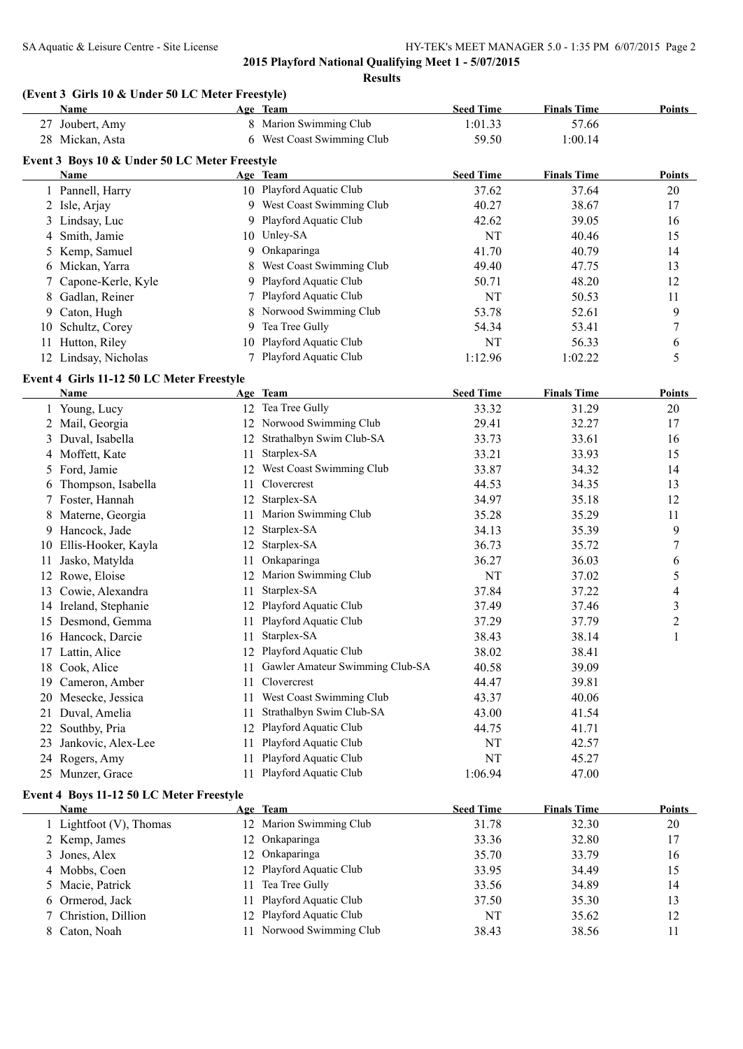**2015 Playford National Qualifying Meet 1 - 5/07/2015**

**Results**

### (Event 3 Girls 10 & Under 50 LC Meter Freestyle)

| | Name | Age | Team | Seed Time | Finals Time | Points |
|---|---|---|---|---|---|---|
| 27 | Joubert, Amy | 8 | Marion Swimming Club | 1:01.33 | 57.66 | |
| 28 | Mickan, Asta | 6 | West Coast Swimming Club | 59.50 | 1:00.14 | |

### Event 3 Boys 10 & Under 50 LC Meter Freestyle

| | Name | Age | Team | Seed Time | Finals Time | Points |
|---|---|---|---|---|---|---|
| 1 | Pannell, Harry | 10 | Playford Aquatic Club | 37.62 | 37.64 | 20 |
| 2 | Isle, Arjay | 9 | West Coast Swimming Club | 40.27 | 38.67 | 17 |
| 3 | Lindsay, Luc | 9 | Playford Aquatic Club | 42.62 | 39.05 | 16 |
| 4 | Smith, Jamie | 10 | Unley-SA | NT | 40.46 | 15 |
| 5 | Kemp, Samuel | 9 | Onkaparinga | 41.70 | 40.79 | 14 |
| 6 | Mickan, Yarra | 8 | West Coast Swimming Club | 49.40 | 47.75 | 13 |
| 7 | Capone-Kerle, Kyle | 9 | Playford Aquatic Club | 50.71 | 48.20 | 12 |
| 8 | Gadlan, Reiner | 7 | Playford Aquatic Club | NT | 50.53 | 11 |
| 9 | Caton, Hugh | 8 | Norwood Swimming Club | 53.78 | 52.61 | 9 |
| 10 | Schultz, Corey | 9 | Tea Tree Gully | 54.34 | 53.41 | 7 |
| 11 | Hutton, Riley | 10 | Playford Aquatic Club | NT | 56.33 | 6 |
| 12 | Lindsay, Nicholas | 7 | Playford Aquatic Club | 1:12.96 | 1:02.22 | 5 |

### Event 4 Girls 11-12 50 LC Meter Freestyle

| | Name | Age | Team | Seed Time | Finals Time | Points |
|---|---|---|---|---|---|---|
| 1 | Young, Lucy | 12 | Tea Tree Gully | 33.32 | 31.29 | 20 |
| 2 | Mail, Georgia | 12 | Norwood Swimming Club | 29.41 | 32.27 | 17 |
| 3 | Duval, Isabella | 12 | Strathalbyn Swim Club-SA | 33.73 | 33.61 | 16 |
| 4 | Moffett, Kate | 11 | Starplex-SA | 33.21 | 33.93 | 15 |
| 5 | Ford, Jamie | 12 | West Coast Swimming Club | 33.87 | 34.32 | 14 |
| 6 | Thompson, Isabella | 11 | Clovercrest | 44.53 | 34.35 | 13 |
| 7 | Foster, Hannah | 12 | Starplex-SA | 34.97 | 35.18 | 12 |
| 8 | Materne, Georgia | 11 | Marion Swimming Club | 35.28 | 35.29 | 11 |
| 9 | Hancock, Jade | 12 | Starplex-SA | 34.13 | 35.39 | 9 |
| 10 | Ellis-Hooker, Kayla | 12 | Starplex-SA | 36.73 | 35.72 | 7 |
| 11 | Jasko, Matylda | 11 | Onkaparinga | 36.27 | 36.03 | 6 |
| 12 | Rowe, Eloise | 12 | Marion Swimming Club | NT | 37.02 | 5 |
| 13 | Cowie, Alexandra | 11 | Starplex-SA | 37.84 | 37.22 | 4 |
| 14 | Ireland, Stephanie | 12 | Playford Aquatic Club | 37.49 | 37.46 | 3 |
| 15 | Desmond, Gemma | 11 | Playford Aquatic Club | 37.29 | 37.79 | 2 |
| 16 | Hancock, Darcie | 11 | Starplex-SA | 38.43 | 38.14 | 1 |
| 17 | Lattin, Alice | 12 | Playford Aquatic Club | 38.02 | 38.41 | |
| 18 | Cook, Alice | 11 | Gawler Amateur Swimming Club-SA | 40.58 | 39.09 | |
| 19 | Cameron, Amber | 11 | Clovercrest | 44.47 | 39.81 | |
| 20 | Mesecke, Jessica | 11 | West Coast Swimming Club | 43.37 | 40.06 | |
| 21 | Duval, Amelia | 11 | Strathalbyn Swim Club-SA | 43.00 | 41.54 | |
| 22 | Southby, Pria | 12 | Playford Aquatic Club | 44.75 | 41.71 | |
| 23 | Jankovic, Alex-Lee | 11 | Playford Aquatic Club | NT | 42.57 | |
| 24 | Rogers, Amy | 11 | Playford Aquatic Club | NT | 45.27 | |
| 25 | Munzer, Grace | 11 | Playford Aquatic Club | 1:06.94 | 47.00 | |

### Event 4 Boys 11-12 50 LC Meter Freestyle

| | Name | Age | Team | Seed Time | Finals Time | Points |
|---|---|---|---|---|---|---|
| 1 | Lightfoot (V), Thomas | 12 | Marion Swimming Club | 31.78 | 32.30 | 20 |
| 2 | Kemp, James | 12 | Onkaparinga | 33.36 | 32.80 | 17 |
| 3 | Jones, Alex | 12 | Onkaparinga | 35.70 | 33.79 | 16 |
| 4 | Mobbs, Coen | 12 | Playford Aquatic Club | 33.95 | 34.49 | 15 |
| 5 | Macie, Patrick | 11 | Tea Tree Gully | 33.56 | 34.89 | 14 |
| 6 | Ormerod, Jack | 11 | Playford Aquatic Club | 37.50 | 35.30 | 13 |
| 7 | Christion, Dillion | 12 | Playford Aquatic Club | NT | 35.62 | 12 |
| 8 | Caton, Noah | 11 | Norwood Swimming Club | 38.43 | 38.56 | 11 |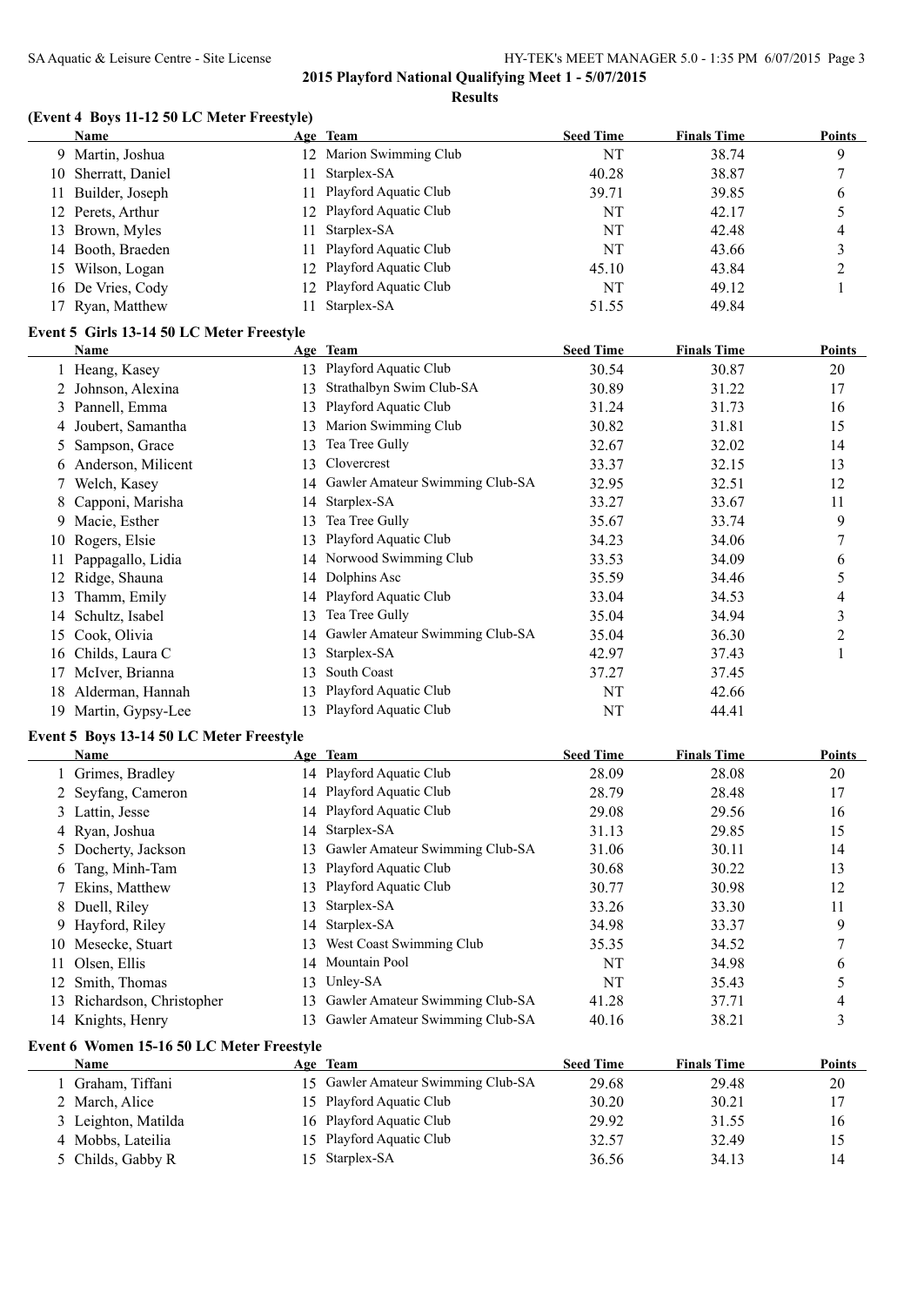## 2015 Playford National Qualifying Meet 1 - 5/07/2015

### Results

### (Event 4 Boys 11-12 50 LC Meter Freestyle)

| | Name | Age | Team | Seed Time | Finals Time | Points |
|---|---|---|---|---|---|---|
| 9 | Martin, Joshua | 12 | Marion Swimming Club | NT | 38.74 | 9 |
| 10 | Sherratt, Daniel | 11 | Starplex-SA | 40.28 | 38.87 | 7 |
| 11 | Builder, Joseph | 11 | Playford Aquatic Club | 39.71 | 39.85 | 6 |
| 12 | Perets, Arthur | 12 | Playford Aquatic Club | NT | 42.17 | 5 |
| 13 | Brown, Myles | 11 | Starplex-SA | NT | 42.48 | 4 |
| 14 | Booth, Braeden | 11 | Playford Aquatic Club | NT | 43.66 | 3 |
| 15 | Wilson, Logan | 12 | Playford Aquatic Club | 45.10 | 43.84 | 2 |
| 16 | De Vries, Cody | 12 | Playford Aquatic Club | NT | 49.12 | 1 |
| 17 | Ryan, Matthew | 11 | Starplex-SA | 51.55 | 49.84 | |

### Event 5 Girls 13-14 50 LC Meter Freestyle

| | Name | Age | Team | Seed Time | Finals Time | Points |
|---|---|---|---|---|---|---|
| 1 | Heang, Kasey | 13 | Playford Aquatic Club | 30.54 | 30.87 | 20 |
| 2 | Johnson, Alexina | 13 | Strathalbyn Swim Club-SA | 30.89 | 31.22 | 17 |
| 3 | Pannell, Emma | 13 | Playford Aquatic Club | 31.24 | 31.73 | 16 |
| 4 | Joubert, Samantha | 13 | Marion Swimming Club | 30.82 | 31.81 | 15 |
| 5 | Sampson, Grace | 13 | Tea Tree Gully | 32.67 | 32.02 | 14 |
| 6 | Anderson, Milicent | 13 | Clovercrest | 33.37 | 32.15 | 13 |
| 7 | Welch, Kasey | 14 | Gawler Amateur Swimming Club-SA | 32.95 | 32.51 | 12 |
| 8 | Capponi, Marisha | 14 | Starplex-SA | 33.27 | 33.67 | 11 |
| 9 | Macie, Esther | 13 | Tea Tree Gully | 35.67 | 33.74 | 9 |
| 10 | Rogers, Elsie | 13 | Playford Aquatic Club | 34.23 | 34.06 | 7 |
| 11 | Pappagallo, Lidia | 14 | Norwood Swimming Club | 33.53 | 34.09 | 6 |
| 12 | Ridge, Shauna | 14 | Dolphins Asc | 35.59 | 34.46 | 5 |
| 13 | Thamm, Emily | 14 | Playford Aquatic Club | 33.04 | 34.53 | 4 |
| 14 | Schultz, Isabel | 13 | Tea Tree Gully | 35.04 | 34.94 | 3 |
| 15 | Cook, Olivia | 14 | Gawler Amateur Swimming Club-SA | 35.04 | 36.30 | 2 |
| 16 | Childs, Laura C | 13 | Starplex-SA | 42.97 | 37.43 | 1 |
| 17 | McIver, Brianna | 13 | South Coast | 37.27 | 37.45 | |
| 18 | Alderman, Hannah | 13 | Playford Aquatic Club | NT | 42.66 | |
| 19 | Martin, Gypsy-Lee | 13 | Playford Aquatic Club | NT | 44.41 | |

### Event 5 Boys 13-14 50 LC Meter Freestyle

| | Name | Age | Team | Seed Time | Finals Time | Points |
|---|---|---|---|---|---|---|
| 1 | Grimes, Bradley | 14 | Playford Aquatic Club | 28.09 | 28.08 | 20 |
| 2 | Seyfang, Cameron | 14 | Playford Aquatic Club | 28.79 | 28.48 | 17 |
| 3 | Lattin, Jesse | 14 | Playford Aquatic Club | 29.08 | 29.56 | 16 |
| 4 | Ryan, Joshua | 14 | Starplex-SA | 31.13 | 29.85 | 15 |
| 5 | Docherty, Jackson | 13 | Gawler Amateur Swimming Club-SA | 31.06 | 30.11 | 14 |
| 6 | Tang, Minh-Tam | 13 | Playford Aquatic Club | 30.68 | 30.22 | 13 |
| 7 | Ekins, Matthew | 13 | Playford Aquatic Club | 30.77 | 30.98 | 12 |
| 8 | Duell, Riley | 13 | Starplex-SA | 33.26 | 33.30 | 11 |
| 9 | Hayford, Riley | 14 | Starplex-SA | 34.98 | 33.37 | 9 |
| 10 | Mesecke, Stuart | 13 | West Coast Swimming Club | 35.35 | 34.52 | 7 |
| 11 | Olsen, Ellis | 14 | Mountain Pool | NT | 34.98 | 6 |
| 12 | Smith, Thomas | 13 | Unley-SA | NT | 35.43 | 5 |
| 13 | Richardson, Christopher | 13 | Gawler Amateur Swimming Club-SA | 41.28 | 37.71 | 4 |
| 14 | Knights, Henry | 13 | Gawler Amateur Swimming Club-SA | 40.16 | 38.21 | 3 |

### Event 6 Women 15-16 50 LC Meter Freestyle

| | Name | Age | Team | Seed Time | Finals Time | Points |
|---|---|---|---|---|---|---|
| 1 | Graham, Tiffani | 15 | Gawler Amateur Swimming Club-SA | 29.68 | 29.48 | 20 |
| 2 | March, Alice | 15 | Playford Aquatic Club | 30.20 | 30.21 | 17 |
| 3 | Leighton, Matilda | 16 | Playford Aquatic Club | 29.92 | 31.55 | 16 |
| 4 | Mobbs, Lateilia | 15 | Playford Aquatic Club | 32.57 | 32.49 | 15 |
| 5 | Childs, Gabby R | 15 | Starplex-SA | 36.56 | 34.13 | 14 |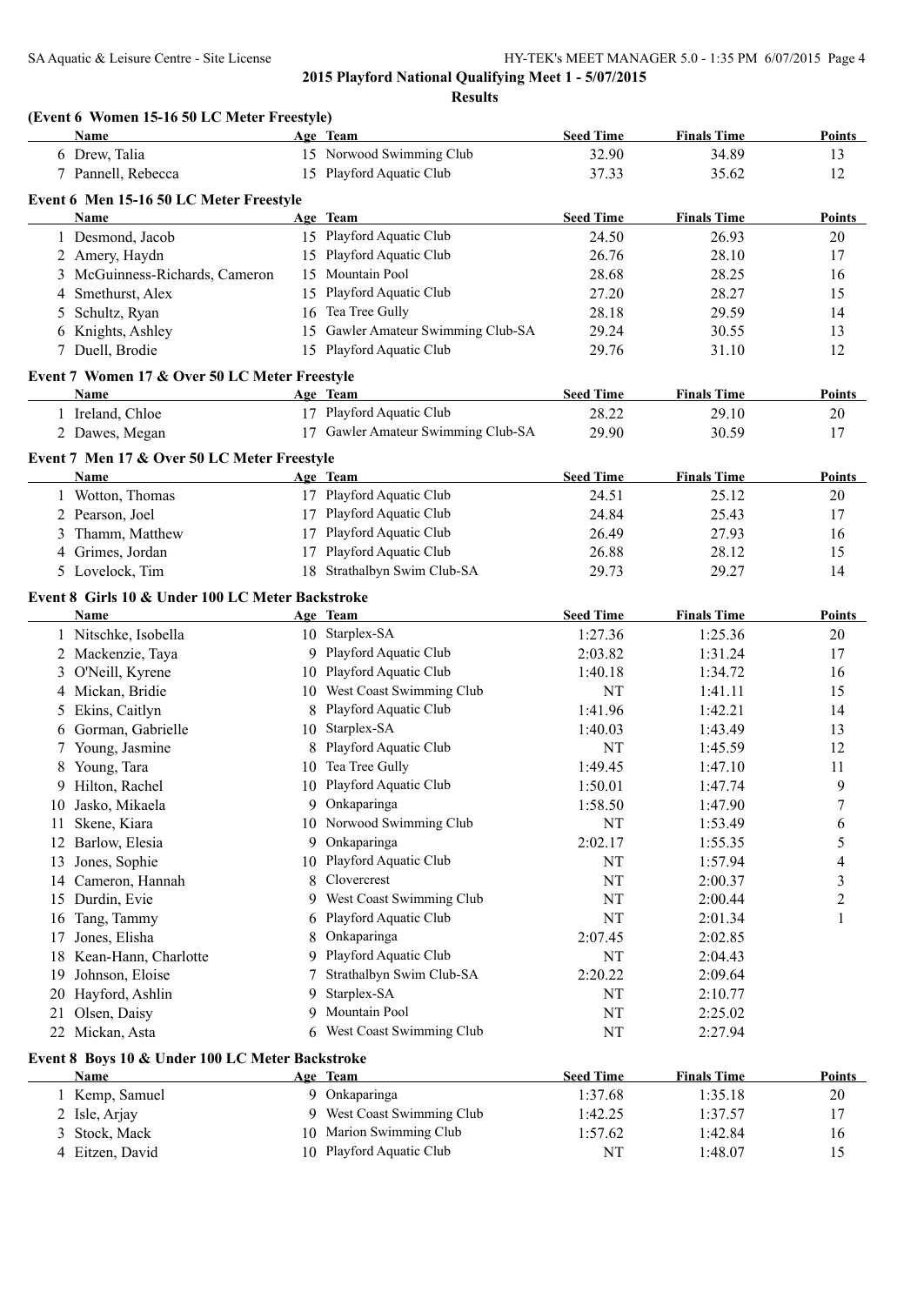**2015 Playford National Qualifying Meet 1 - 5/07/2015**

**Results**

### (Event 6 Women 15-16 50 LC Meter Freestyle)

| | Name | Age | Team | Seed Time | Finals Time | Points |
|---|---|---|---|---|---|---|
| 6 | Drew, Talia | 15 | Norwood Swimming Club | 32.90 | 34.89 | 13 |
| 7 | Pannell, Rebecca | 15 | Playford Aquatic Club | 37.33 | 35.62 | 12 |

### Event 6 Men 15-16 50 LC Meter Freestyle

| | Name | Age | Team | Seed Time | Finals Time | Points |
|---|---|---|---|---|---|---|
| 1 | Desmond, Jacob | 15 | Playford Aquatic Club | 24.50 | 26.93 | 20 |
| 2 | Amery, Haydn | 15 | Playford Aquatic Club | 26.76 | 28.10 | 17 |
| 3 | McGuinness-Richards, Cameron | 15 | Mountain Pool | 28.68 | 28.25 | 16 |
| 4 | Smethurst, Alex | 15 | Playford Aquatic Club | 27.20 | 28.27 | 15 |
| 5 | Schultz, Ryan | 16 | Tea Tree Gully | 28.18 | 29.59 | 14 |
| 6 | Knights, Ashley | 15 | Gawler Amateur Swimming Club-SA | 29.24 | 30.55 | 13 |
| 7 | Duell, Brodie | 15 | Playford Aquatic Club | 29.76 | 31.10 | 12 |

### Event 7 Women 17 & Over 50 LC Meter Freestyle

| | Name | Age | Team | Seed Time | Finals Time | Points |
|---|---|---|---|---|---|---|
| 1 | Ireland, Chloe | 17 | Playford Aquatic Club | 28.22 | 29.10 | 20 |
| 2 | Dawes, Megan | 17 | Gawler Amateur Swimming Club-SA | 29.90 | 30.59 | 17 |

### Event 7 Men 17 & Over 50 LC Meter Freestyle

| | Name | Age | Team | Seed Time | Finals Time | Points |
|---|---|---|---|---|---|---|
| 1 | Wotton, Thomas | 17 | Playford Aquatic Club | 24.51 | 25.12 | 20 |
| 2 | Pearson, Joel | 17 | Playford Aquatic Club | 24.84 | 25.43 | 17 |
| 3 | Thamm, Matthew | 17 | Playford Aquatic Club | 26.49 | 27.93 | 16 |
| 4 | Grimes, Jordan | 17 | Playford Aquatic Club | 26.88 | 28.12 | 15 |
| 5 | Lovelock, Tim | 18 | Strathalbyn Swim Club-SA | 29.73 | 29.27 | 14 |

### Event 8 Girls 10 & Under 100 LC Meter Backstroke

| | Name | Age | Team | Seed Time | Finals Time | Points |
|---|---|---|---|---|---|---|
| 1 | Nitschke, Isobella | 10 | Starplex-SA | 1:27.36 | 1:25.36 | 20 |
| 2 | Mackenzie, Taya | 9 | Playford Aquatic Club | 2:03.82 | 1:31.24 | 17 |
| 3 | O'Neill, Kyrene | 10 | Playford Aquatic Club | 1:40.18 | 1:34.72 | 16 |
| 4 | Mickan, Bridie | 10 | West Coast Swimming Club | NT | 1:41.11 | 15 |
| 5 | Ekins, Caitlyn | 8 | Playford Aquatic Club | 1:41.96 | 1:42.21 | 14 |
| 6 | Gorman, Gabrielle | 10 | Starplex-SA | 1:40.03 | 1:43.49 | 13 |
| 7 | Young, Jasmine | 8 | Playford Aquatic Club | NT | 1:45.59 | 12 |
| 8 | Young, Tara | 10 | Tea Tree Gully | 1:49.45 | 1:47.10 | 11 |
| 9 | Hilton, Rachel | 10 | Playford Aquatic Club | 1:50.01 | 1:47.74 | 9 |
| 10 | Jasko, Mikaela | 9 | Onkaparinga | 1:58.50 | 1:47.90 | 7 |
| 11 | Skene, Kiara | 10 | Norwood Swimming Club | NT | 1:53.49 | 6 |
| 12 | Barlow, Elesia | 9 | Onkaparinga | 2:02.17 | 1:55.35 | 5 |
| 13 | Jones, Sophie | 10 | Playford Aquatic Club | NT | 1:57.94 | 4 |
| 14 | Cameron, Hannah | 8 | Clovercrest | NT | 2:00.37 | 3 |
| 15 | Durdin, Evie | 9 | West Coast Swimming Club | NT | 2:00.44 | 2 |
| 16 | Tang, Tammy | 6 | Playford Aquatic Club | NT | 2:01.34 | 1 |
| 17 | Jones, Elisha | 8 | Onkaparinga | 2:07.45 | 2:02.85 | |
| 18 | Kean-Hann, Charlotte | 9 | Playford Aquatic Club | NT | 2:04.43 | |
| 19 | Johnson, Eloise | 7 | Strathalbyn Swim Club-SA | 2:20.22 | 2:09.64 | |
| 20 | Hayford, Ashlin | 9 | Starplex-SA | NT | 2:10.77 | |
| 21 | Olsen, Daisy | 9 | Mountain Pool | NT | 2:25.02 | |
| 22 | Mickan, Asta | 6 | West Coast Swimming Club | NT | 2:27.94 | |

### Event 8 Boys 10 & Under 100 LC Meter Backstroke

| | Name | Age | Team | Seed Time | Finals Time | Points |
|---|---|---|---|---|---|---|
| 1 | Kemp, Samuel | 9 | Onkaparinga | 1:37.68 | 1:35.18 | 20 |
| 2 | Isle, Arjay | 9 | West Coast Swimming Club | 1:42.25 | 1:37.57 | 17 |
| 3 | Stock, Mack | 10 | Marion Swimming Club | 1:57.62 | 1:42.84 | 16 |
| 4 | Eitzen, David | 10 | Playford Aquatic Club | NT | 1:48.07 | 15 |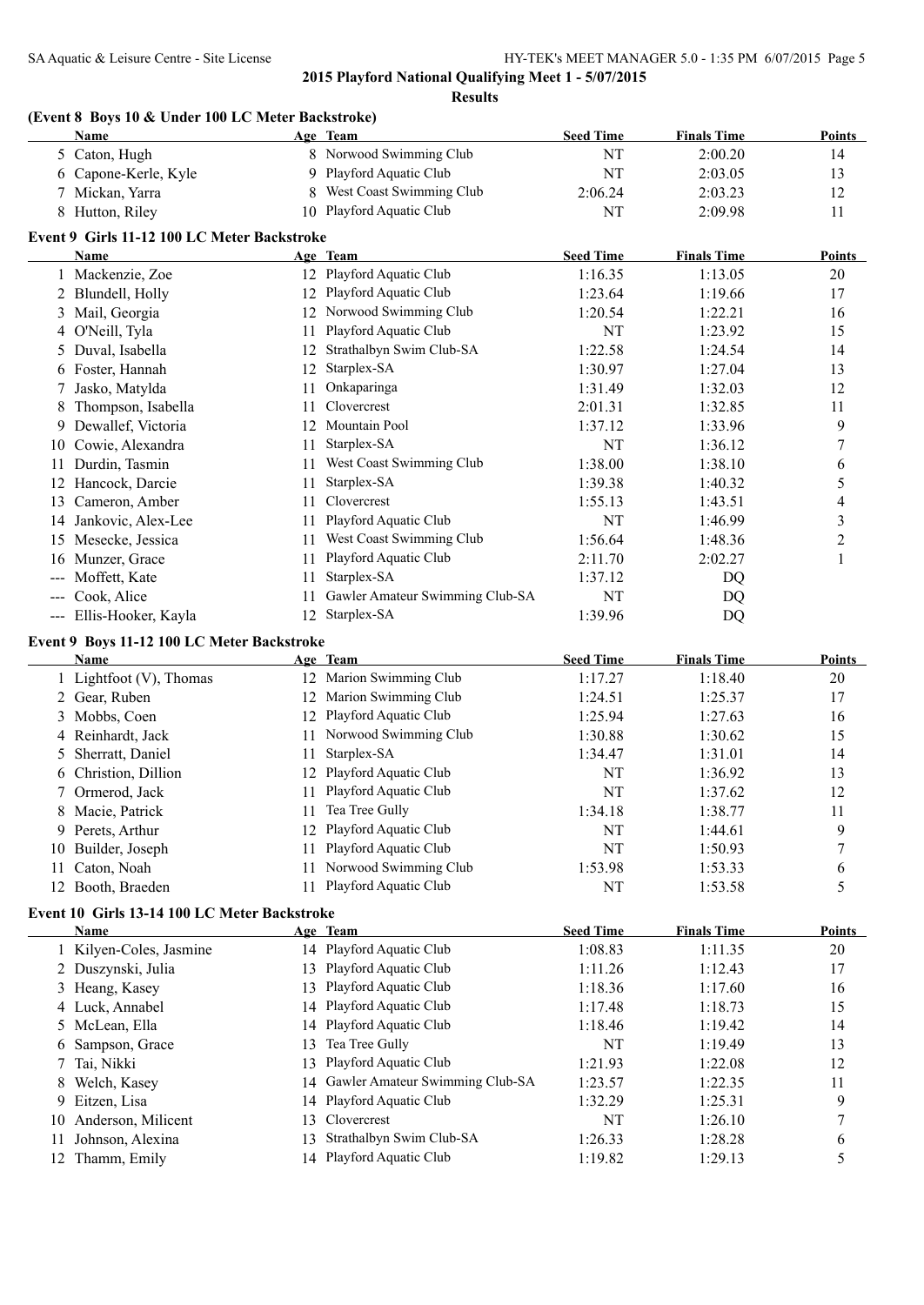## 2015 Playford National Qualifying Meet 1 - 5/07/2015

**Results**

### (Event 8 Boys 10 & Under 100 LC Meter Backstroke)

| | Name | Age | Team | Seed Time | Finals Time | Points |
|---|---|---|---|---|---|---|
| 5 | Caton, Hugh | 8 | Norwood Swimming Club | NT | 2:00.20 | 14 |
| 6 | Capone-Kerle, Kyle | 9 | Playford Aquatic Club | NT | 2:03.05 | 13 |
| 7 | Mickan, Yarra | 8 | West Coast Swimming Club | 2:06.24 | 2:03.23 | 12 |
| 8 | Hutton, Riley | 10 | Playford Aquatic Club | NT | 2:09.98 | 11 |

### Event 9 Girls 11-12 100 LC Meter Backstroke

| | Name | Age | Team | Seed Time | Finals Time | Points |
|---|---|---|---|---|---|---|
| 1 | Mackenzie, Zoe | 12 | Playford Aquatic Club | 1:16.35 | 1:13.05 | 20 |
| 2 | Blundell, Holly | 12 | Playford Aquatic Club | 1:23.64 | 1:19.66 | 17 |
| 3 | Mail, Georgia | 12 | Norwood Swimming Club | 1:20.54 | 1:22.21 | 16 |
| 4 | O'Neill, Tyla | 11 | Playford Aquatic Club | NT | 1:23.92 | 15 |
| 5 | Duval, Isabella | 12 | Strathalbyn Swim Club-SA | 1:22.58 | 1:24.54 | 14 |
| 6 | Foster, Hannah | 12 | Starplex-SA | 1:30.97 | 1:27.04 | 13 |
| 7 | Jasko, Matylda | 11 | Onkaparinga | 1:31.49 | 1:32.03 | 12 |
| 8 | Thompson, Isabella | 11 | Clovercrest | 2:01.31 | 1:32.85 | 11 |
| 9 | Dewallef, Victoria | 12 | Mountain Pool | 1:37.12 | 1:33.96 | 9 |
| 10 | Cowie, Alexandra | 11 | Starplex-SA | NT | 1:36.12 | 7 |
| 11 | Durdin, Tasmin | 11 | West Coast Swimming Club | 1:38.00 | 1:38.10 | 6 |
| 12 | Hancock, Darcie | 11 | Starplex-SA | 1:39.38 | 1:40.32 | 5 |
| 13 | Cameron, Amber | 11 | Clovercrest | 1:55.13 | 1:43.51 | 4 |
| 14 | Jankovic, Alex-Lee | 11 | Playford Aquatic Club | NT | 1:46.99 | 3 |
| 15 | Mesecke, Jessica | 11 | West Coast Swimming Club | 1:56.64 | 1:48.36 | 2 |
| 16 | Munzer, Grace | 11 | Playford Aquatic Club | 2:11.70 | 2:02.27 | 1 |
| --- | Moffett, Kate | 11 | Starplex-SA | 1:37.12 | DQ | |
| --- | Cook, Alice | 11 | Gawler Amateur Swimming Club-SA | NT | DQ | |
| --- | Ellis-Hooker, Kayla | 12 | Starplex-SA | 1:39.96 | DQ | |

### Event 9 Boys 11-12 100 LC Meter Backstroke

| | Name | Age | Team | Seed Time | Finals Time | Points |
|---|---|---|---|---|---|---|
| 1 | Lightfoot (V), Thomas | 12 | Marion Swimming Club | 1:17.27 | 1:18.40 | 20 |
| 2 | Gear, Ruben | 12 | Marion Swimming Club | 1:24.51 | 1:25.37 | 17 |
| 3 | Mobbs, Coen | 12 | Playford Aquatic Club | 1:25.94 | 1:27.63 | 16 |
| 4 | Reinhardt, Jack | 11 | Norwood Swimming Club | 1:30.88 | 1:30.62 | 15 |
| 5 | Sherratt, Daniel | 11 | Starplex-SA | 1:34.47 | 1:31.01 | 14 |
| 6 | Christion, Dillion | 12 | Playford Aquatic Club | NT | 1:36.92 | 13 |
| 7 | Ormerod, Jack | 11 | Playford Aquatic Club | NT | 1:37.62 | 12 |
| 8 | Macie, Patrick | 11 | Tea Tree Gully | 1:34.18 | 1:38.77 | 11 |
| 9 | Perets, Arthur | 12 | Playford Aquatic Club | NT | 1:44.61 | 9 |
| 10 | Builder, Joseph | 11 | Playford Aquatic Club | NT | 1:50.93 | 7 |
| 11 | Caton, Noah | 11 | Norwood Swimming Club | 1:53.98 | 1:53.33 | 6 |
| 12 | Booth, Braeden | 11 | Playford Aquatic Club | NT | 1:53.58 | 5 |

### Event 10 Girls 13-14 100 LC Meter Backstroke

| | Name | Age | Team | Seed Time | Finals Time | Points |
|---|---|---|---|---|---|---|
| 1 | Kilyen-Coles, Jasmine | 14 | Playford Aquatic Club | 1:08.83 | 1:11.35 | 20 |
| 2 | Duszynski, Julia | 13 | Playford Aquatic Club | 1:11.26 | 1:12.43 | 17 |
| 3 | Heang, Kasey | 13 | Playford Aquatic Club | 1:18.36 | 1:17.60 | 16 |
| 4 | Luck, Annabel | 14 | Playford Aquatic Club | 1:17.48 | 1:18.73 | 15 |
| 5 | McLean, Ella | 14 | Playford Aquatic Club | 1:18.46 | 1:19.42 | 14 |
| 6 | Sampson, Grace | 13 | Tea Tree Gully | NT | 1:19.49 | 13 |
| 7 | Tai, Nikki | 13 | Playford Aquatic Club | 1:21.93 | 1:22.08 | 12 |
| 8 | Welch, Kasey | 14 | Gawler Amateur Swimming Club-SA | 1:23.57 | 1:22.35 | 11 |
| 9 | Eitzen, Lisa | 14 | Playford Aquatic Club | 1:32.29 | 1:25.31 | 9 |
| 10 | Anderson, Milicent | 13 | Clovercrest | NT | 1:26.10 | 7 |
| 11 | Johnson, Alexina | 13 | Strathalbyn Swim Club-SA | 1:26.33 | 1:28.28 | 6 |
| 12 | Thamm, Emily | 14 | Playford Aquatic Club | 1:19.82 | 1:29.13 | 5 |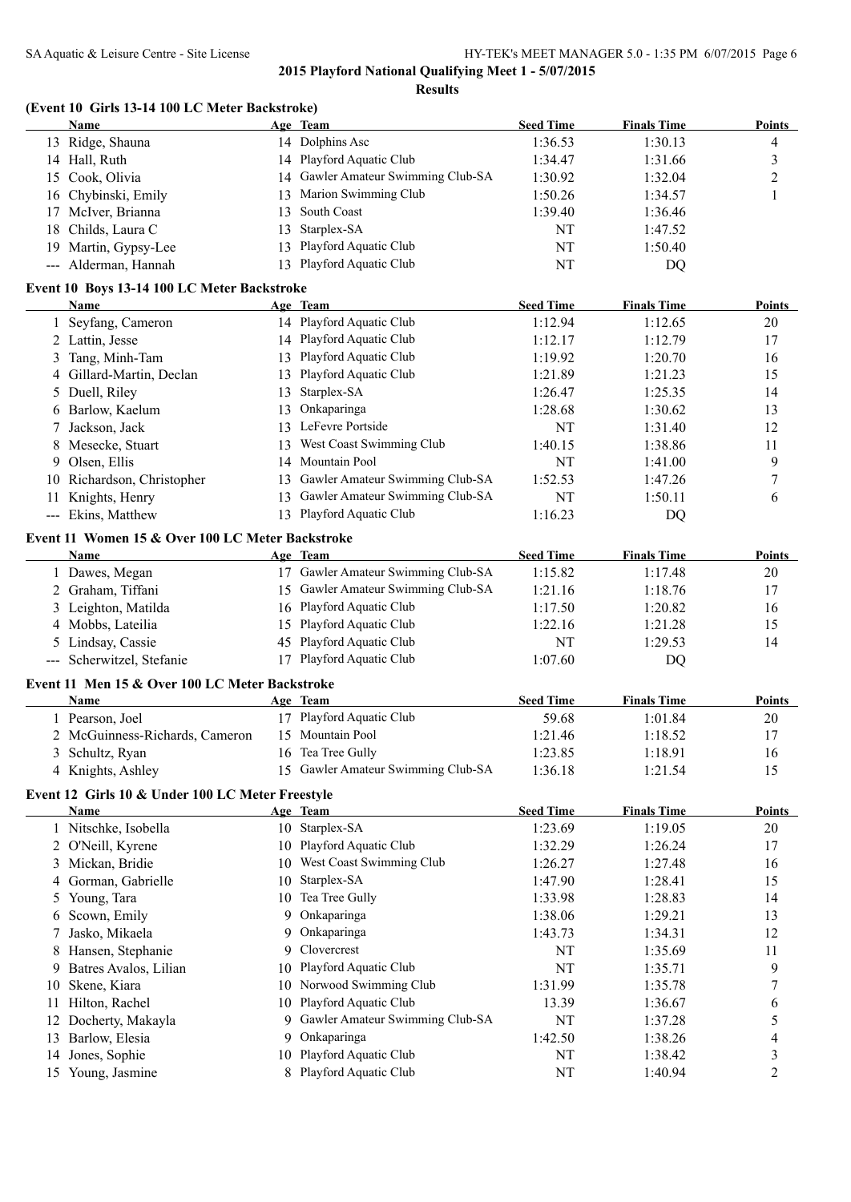# 2015 Playford National Qualifying Meet 1 - 5/07/2015

## Results

### (Event 10 Girls 13-14 100 LC Meter Backstroke)

| | Name | Age | Team | Seed Time | Finals Time | Points |
|---|---|---|---|---|---|---|
| 13 | Ridge, Shauna | 14 | Dolphins Asc | 1:36.53 | 1:30.13 | 4 |
| 14 | Hall, Ruth | 14 | Playford Aquatic Club | 1:34.47 | 1:31.66 | 3 |
| 15 | Cook, Olivia | 14 | Gawler Amateur Swimming Club-SA | 1:30.92 | 1:32.04 | 2 |
| 16 | Chybinski, Emily | 13 | Marion Swimming Club | 1:50.26 | 1:34.57 | 1 |
| 17 | McIver, Brianna | 13 | South Coast | 1:39.40 | 1:36.46 | |
| 18 | Childs, Laura C | 13 | Starplex-SA | NT | 1:47.52 | |
| 19 | Martin, Gypsy-Lee | 13 | Playford Aquatic Club | NT | 1:50.40 | |
| --- | Alderman, Hannah | 13 | Playford Aquatic Club | NT | DQ | |

### Event 10 Boys 13-14 100 LC Meter Backstroke

| | Name | Age | Team | Seed Time | Finals Time | Points |
|---|---|---|---|---|---|---|
| 1 | Seyfang, Cameron | 14 | Playford Aquatic Club | 1:12.94 | 1:12.65 | 20 |
| 2 | Lattin, Jesse | 14 | Playford Aquatic Club | 1:12.17 | 1:12.79 | 17 |
| 3 | Tang, Minh-Tam | 13 | Playford Aquatic Club | 1:19.92 | 1:20.70 | 16 |
| 4 | Gillard-Martin, Declan | 13 | Playford Aquatic Club | 1:21.89 | 1:21.23 | 15 |
| 5 | Duell, Riley | 13 | Starplex-SA | 1:26.47 | 1:25.35 | 14 |
| 6 | Barlow, Kaelum | 13 | Onkaparinga | 1:28.68 | 1:30.62 | 13 |
| 7 | Jackson, Jack | 13 | LeFevre Portside | NT | 1:31.40 | 12 |
| 8 | Mesecke, Stuart | 13 | West Coast Swimming Club | 1:40.15 | 1:38.86 | 11 |
| 9 | Olsen, Ellis | 14 | Mountain Pool | NT | 1:41.00 | 9 |
| 10 | Richardson, Christopher | 13 | Gawler Amateur Swimming Club-SA | 1:52.53 | 1:47.26 | 7 |
| 11 | Knights, Henry | 13 | Gawler Amateur Swimming Club-SA | NT | 1:50.11 | 6 |
| --- | Ekins, Matthew | 13 | Playford Aquatic Club | 1:16.23 | DQ | |

### Event 11 Women 15 & Over 100 LC Meter Backstroke

| | Name | Age | Team | Seed Time | Finals Time | Points |
|---|---|---|---|---|---|---|
| 1 | Dawes, Megan | 17 | Gawler Amateur Swimming Club-SA | 1:15.82 | 1:17.48 | 20 |
| 2 | Graham, Tiffani | 15 | Gawler Amateur Swimming Club-SA | 1:21.16 | 1:18.76 | 17 |
| 3 | Leighton, Matilda | 16 | Playford Aquatic Club | 1:17.50 | 1:20.82 | 16 |
| 4 | Mobbs, Lateilia | 15 | Playford Aquatic Club | 1:22.16 | 1:21.28 | 15 |
| 5 | Lindsay, Cassie | 45 | Playford Aquatic Club | NT | 1:29.53 | 14 |
| --- | Scherwitzel, Stefanie | 17 | Playford Aquatic Club | 1:07.60 | DQ | |

### Event 11 Men 15 & Over 100 LC Meter Backstroke

| | Name | Age | Team | Seed Time | Finals Time | Points |
|---|---|---|---|---|---|---|
| 1 | Pearson, Joel | 17 | Playford Aquatic Club | 59.68 | 1:01.84 | 20 |
| 2 | McGuinness-Richards, Cameron | 15 | Mountain Pool | 1:21.46 | 1:18.52 | 17 |
| 3 | Schultz, Ryan | 16 | Tea Tree Gully | 1:23.85 | 1:18.91 | 16 |
| 4 | Knights, Ashley | 15 | Gawler Amateur Swimming Club-SA | 1:36.18 | 1:21.54 | 15 |

### Event 12 Girls 10 & Under 100 LC Meter Freestyle

| | Name | Age | Team | Seed Time | Finals Time | Points |
|---|---|---|---|---|---|---|
| 1 | Nitschke, Isobella | 10 | Starplex-SA | 1:23.69 | 1:19.05 | 20 |
| 2 | O'Neill, Kyrene | 10 | Playford Aquatic Club | 1:32.29 | 1:26.24 | 17 |
| 3 | Mickan, Bridie | 10 | West Coast Swimming Club | 1:26.27 | 1:27.48 | 16 |
| 4 | Gorman, Gabrielle | 10 | Starplex-SA | 1:47.90 | 1:28.41 | 15 |
| 5 | Young, Tara | 10 | Tea Tree Gully | 1:33.98 | 1:28.83 | 14 |
| 6 | Scown, Emily | 9 | Onkaparinga | 1:38.06 | 1:29.21 | 13 |
| 7 | Jasko, Mikaela | 9 | Onkaparinga | 1:43.73 | 1:34.31 | 12 |
| 8 | Hansen, Stephanie | 9 | Clovercrest | NT | 1:35.69 | 11 |
| 9 | Batres Avalos, Lilian | 10 | Playford Aquatic Club | NT | 1:35.71 | 9 |
| 10 | Skene, Kiara | 10 | Norwood Swimming Club | 1:31.99 | 1:35.78 | 7 |
| 11 | Hilton, Rachel | 10 | Playford Aquatic Club | 13.39 | 1:36.67 | 6 |
| 12 | Docherty, Makayla | 9 | Gawler Amateur Swimming Club-SA | NT | 1:37.28 | 5 |
| 13 | Barlow, Elesia | 9 | Onkaparinga | 1:42.50 | 1:38.26 | 4 |
| 14 | Jones, Sophie | 10 | Playford Aquatic Club | NT | 1:38.42 | 3 |
| 15 | Young, Jasmine | 8 | Playford Aquatic Club | NT | 1:40.94 | 2 |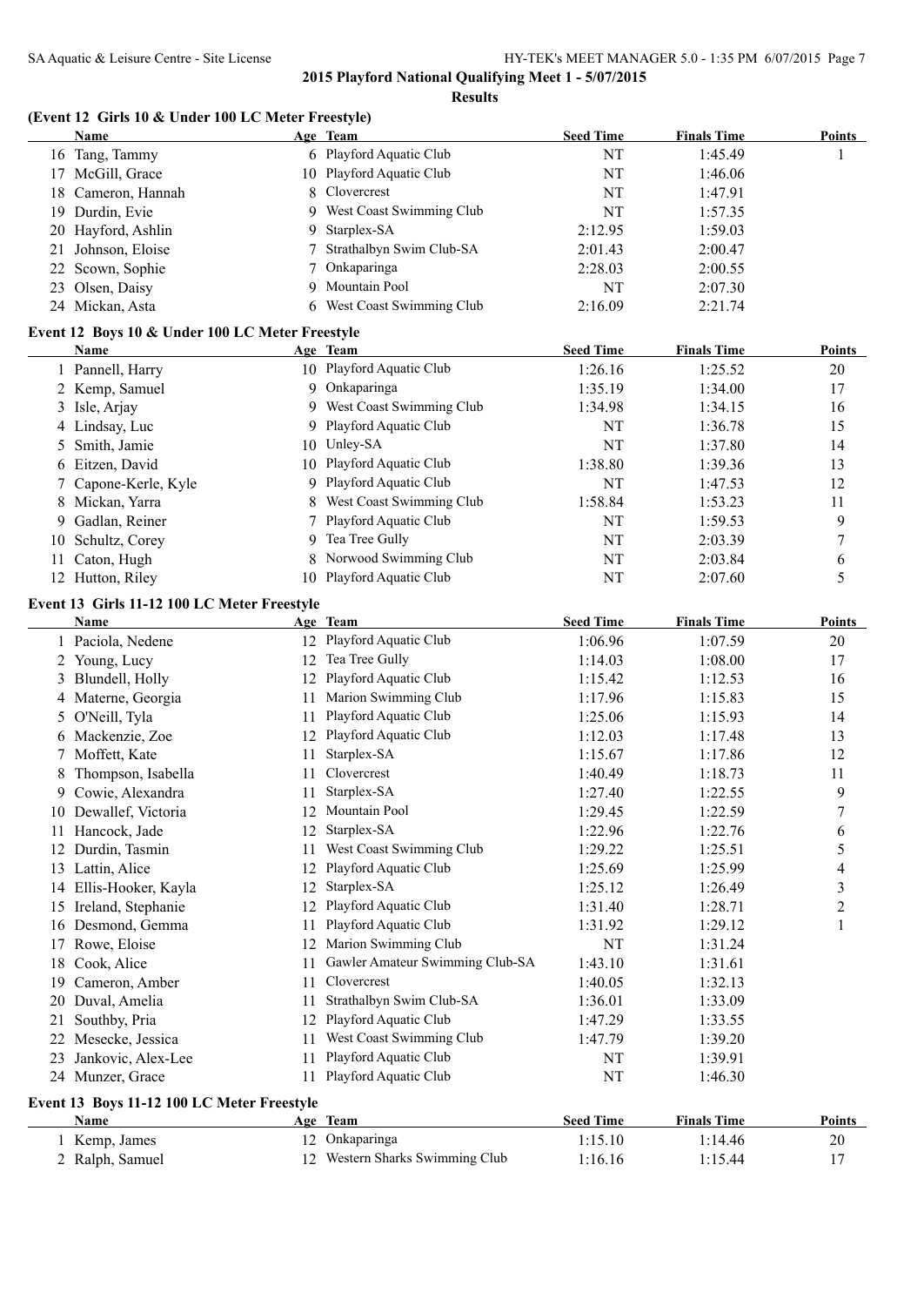**2015 Playford National Qualifying Meet 1 - 5/07/2015**

**Results**

### (Event 12 Girls 10 & Under 100 LC Meter Freestyle)

| | Name | Age | Team | Seed Time | Finals Time | Points |
|---|---|---|---|---|---|---|
| 16 | Tang, Tammy | 6 | Playford Aquatic Club | NT | 1:45.49 | 1 |
| 17 | McGill, Grace | 10 | Playford Aquatic Club | NT | 1:46.06 | |
| 18 | Cameron, Hannah | 8 | Clovercrest | NT | 1:47.91 | |
| 19 | Durdin, Evie | 9 | West Coast Swimming Club | NT | 1:57.35 | |
| 20 | Hayford, Ashlin | 9 | Starplex-SA | 2:12.95 | 1:59.03 | |
| 21 | Johnson, Eloise | 7 | Strathalbyn Swim Club-SA | 2:01.43 | 2:00.47 | |
| 22 | Scown, Sophie | 7 | Onkaparinga | 2:28.03 | 2:00.55 | |
| 23 | Olsen, Daisy | 9 | Mountain Pool | NT | 2:07.30 | |
| 24 | Mickan, Asta | 6 | West Coast Swimming Club | 2:16.09 | 2:21.74 | |

### Event 12 Boys 10 & Under 100 LC Meter Freestyle

| | Name | Age | Team | Seed Time | Finals Time | Points |
|---|---|---|---|---|---|---|
| 1 | Pannell, Harry | 10 | Playford Aquatic Club | 1:26.16 | 1:25.52 | 20 |
| 2 | Kemp, Samuel | 9 | Onkaparinga | 1:35.19 | 1:34.00 | 17 |
| 3 | Isle, Arjay | 9 | West Coast Swimming Club | 1:34.98 | 1:34.15 | 16 |
| 4 | Lindsay, Luc | 9 | Playford Aquatic Club | NT | 1:36.78 | 15 |
| 5 | Smith, Jamie | 10 | Unley-SA | NT | 1:37.80 | 14 |
| 6 | Eitzen, David | 10 | Playford Aquatic Club | 1:38.80 | 1:39.36 | 13 |
| 7 | Capone-Kerle, Kyle | 9 | Playford Aquatic Club | NT | 1:47.53 | 12 |
| 8 | Mickan, Yarra | 8 | West Coast Swimming Club | 1:58.84 | 1:53.23 | 11 |
| 9 | Gadlan, Reiner | 7 | Playford Aquatic Club | NT | 1:59.53 | 9 |
| 10 | Schultz, Corey | 9 | Tea Tree Gully | NT | 2:03.39 | 7 |
| 11 | Caton, Hugh | 8 | Norwood Swimming Club | NT | 2:03.84 | 6 |
| 12 | Hutton, Riley | 10 | Playford Aquatic Club | NT | 2:07.60 | 5 |

### Event 13 Girls 11-12 100 LC Meter Freestyle

| | Name | Age | Team | Seed Time | Finals Time | Points |
|---|---|---|---|---|---|---|
| 1 | Paciola, Nedene | 12 | Playford Aquatic Club | 1:06.96 | 1:07.59 | 20 |
| 2 | Young, Lucy | 12 | Tea Tree Gully | 1:14.03 | 1:08.00 | 17 |
| 3 | Blundell, Holly | 12 | Playford Aquatic Club | 1:15.42 | 1:12.53 | 16 |
| 4 | Materne, Georgia | 11 | Marion Swimming Club | 1:17.96 | 1:15.83 | 15 |
| 5 | O'Neill, Tyla | 11 | Playford Aquatic Club | 1:25.06 | 1:15.93 | 14 |
| 6 | Mackenzie, Zoe | 12 | Playford Aquatic Club | 1:12.03 | 1:17.48 | 13 |
| 7 | Moffett, Kate | 11 | Starplex-SA | 1:15.67 | 1:17.86 | 12 |
| 8 | Thompson, Isabella | 11 | Clovercrest | 1:40.49 | 1:18.73 | 11 |
| 9 | Cowie, Alexandra | 11 | Starplex-SA | 1:27.40 | 1:22.55 | 9 |
| 10 | Dewallef, Victoria | 12 | Mountain Pool | 1:29.45 | 1:22.59 | 7 |
| 11 | Hancock, Jade | 12 | Starplex-SA | 1:22.96 | 1:22.76 | 6 |
| 12 | Durdin, Tasmin | 11 | West Coast Swimming Club | 1:29.22 | 1:25.51 | 5 |
| 13 | Lattin, Alice | 12 | Playford Aquatic Club | 1:25.69 | 1:25.99 | 4 |
| 14 | Ellis-Hooker, Kayla | 12 | Starplex-SA | 1:25.12 | 1:26.49 | 3 |
| 15 | Ireland, Stephanie | 12 | Playford Aquatic Club | 1:31.40 | 1:28.71 | 2 |
| 16 | Desmond, Gemma | 11 | Playford Aquatic Club | 1:31.92 | 1:29.12 | 1 |
| 17 | Rowe, Eloise | 12 | Marion Swimming Club | NT | 1:31.24 | |
| 18 | Cook, Alice | 11 | Gawler Amateur Swimming Club-SA | 1:43.10 | 1:31.61 | |
| 19 | Cameron, Amber | 11 | Clovercrest | 1:40.05 | 1:32.13 | |
| 20 | Duval, Amelia | 11 | Strathalbyn Swim Club-SA | 1:36.01 | 1:33.09 | |
| 21 | Southby, Pria | 12 | Playford Aquatic Club | 1:47.29 | 1:33.55 | |
| 22 | Mesecke, Jessica | 11 | West Coast Swimming Club | 1:47.79 | 1:39.20 | |
| 23 | Jankovic, Alex-Lee | 11 | Playford Aquatic Club | NT | 1:39.91 | |
| 24 | Munzer, Grace | 11 | Playford Aquatic Club | NT | 1:46.30 | |

### Event 13 Boys 11-12 100 LC Meter Freestyle

| | Name | Age | Team | Seed Time | Finals Time | Points |
|---|---|---|---|---|---|---|
| 1 | Kemp, James | 12 | Onkaparinga | 1:15.10 | 1:14.46 | 20 |
| 2 | Ralph, Samuel | 12 | Western Sharks Swimming Club | 1:16.16 | 1:15.44 | 17 |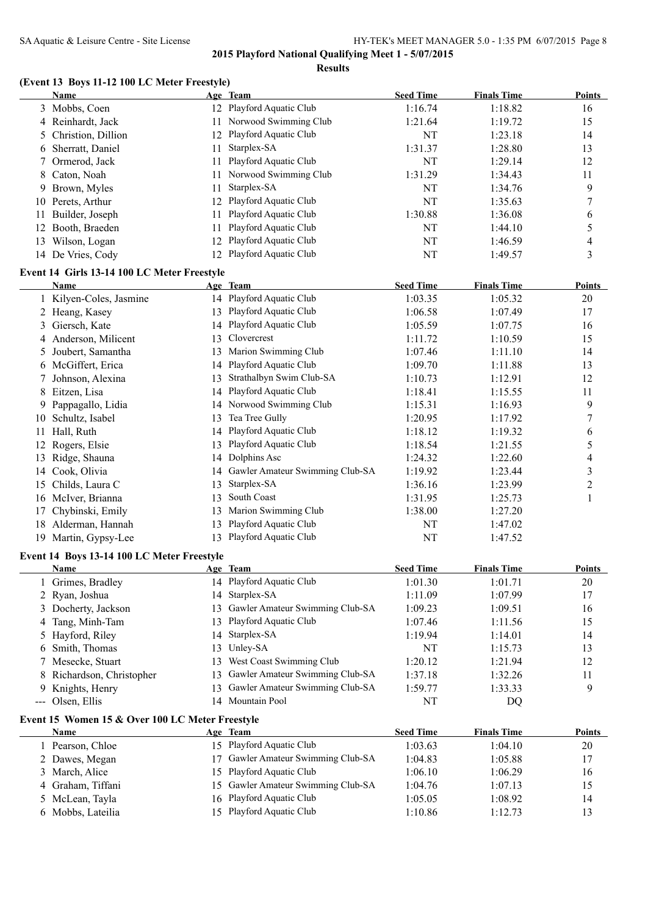**2015 Playford National Qualifying Meet 1 - 5/07/2015**

**Results**

### (Event 13 Boys 11-12 100 LC Meter Freestyle)

| | Name | Age | Team | Seed Time | Finals Time | Points |
|---|---|---|---|---|---|---|
| 3 | Mobbs, Coen | 12 | Playford Aquatic Club | 1:16.74 | 1:18.82 | 16 |
| 4 | Reinhardt, Jack | 11 | Norwood Swimming Club | 1:21.64 | 1:19.72 | 15 |
| 5 | Christion, Dillion | 12 | Playford Aquatic Club | NT | 1:23.18 | 14 |
| 6 | Sherratt, Daniel | 11 | Starplex-SA | 1:31.37 | 1:28.80 | 13 |
| 7 | Ormerod, Jack | 11 | Playford Aquatic Club | NT | 1:29.14 | 12 |
| 8 | Caton, Noah | 11 | Norwood Swimming Club | 1:31.29 | 1:34.43 | 11 |
| 9 | Brown, Myles | 11 | Starplex-SA | NT | 1:34.76 | 9 |
| 10 | Perets, Arthur | 12 | Playford Aquatic Club | NT | 1:35.63 | 7 |
| 11 | Builder, Joseph | 11 | Playford Aquatic Club | 1:30.88 | 1:36.08 | 6 |
| 12 | Booth, Braeden | 11 | Playford Aquatic Club | NT | 1:44.10 | 5 |
| 13 | Wilson, Logan | 12 | Playford Aquatic Club | NT | 1:46.59 | 4 |
| 14 | De Vries, Cody | 12 | Playford Aquatic Club | NT | 1:49.57 | 3 |

### Event 14 Girls 13-14 100 LC Meter Freestyle

| | Name | Age | Team | Seed Time | Finals Time | Points |
|---|---|---|---|---|---|---|
| 1 | Kilyen-Coles, Jasmine | 14 | Playford Aquatic Club | 1:03.35 | 1:05.32 | 20 |
| 2 | Heang, Kasey | 13 | Playford Aquatic Club | 1:06.58 | 1:07.49 | 17 |
| 3 | Giersch, Kate | 14 | Playford Aquatic Club | 1:05.59 | 1:07.75 | 16 |
| 4 | Anderson, Milicent | 13 | Clovercrest | 1:11.72 | 1:10.59 | 15 |
| 5 | Joubert, Samantha | 13 | Marion Swimming Club | 1:07.46 | 1:11.10 | 14 |
| 6 | McGiffert, Erica | 14 | Playford Aquatic Club | 1:09.70 | 1:11.88 | 13 |
| 7 | Johnson, Alexina | 13 | Strathalbyn Swim Club-SA | 1:10.73 | 1:12.91 | 12 |
| 8 | Eitzen, Lisa | 14 | Playford Aquatic Club | 1:18.41 | 1:15.55 | 11 |
| 9 | Pappagallo, Lidia | 14 | Norwood Swimming Club | 1:15.31 | 1:16.93 | 9 |
| 10 | Schultz, Isabel | 13 | Tea Tree Gully | 1:20.95 | 1:17.92 | 7 |
| 11 | Hall, Ruth | 14 | Playford Aquatic Club | 1:18.12 | 1:19.32 | 6 |
| 12 | Rogers, Elsie | 13 | Playford Aquatic Club | 1:18.54 | 1:21.55 | 5 |
| 13 | Ridge, Shauna | 14 | Dolphins Asc | 1:24.32 | 1:22.60 | 4 |
| 14 | Cook, Olivia | 14 | Gawler Amateur Swimming Club-SA | 1:19.92 | 1:23.44 | 3 |
| 15 | Childs, Laura C | 13 | Starplex-SA | 1:36.16 | 1:23.99 | 2 |
| 16 | McIver, Brianna | 13 | South Coast | 1:31.95 | 1:25.73 | 1 |
| 17 | Chybinski, Emily | 13 | Marion Swimming Club | 1:38.00 | 1:27.20 | |
| 18 | Alderman, Hannah | 13 | Playford Aquatic Club | NT | 1:47.02 | |
| 19 | Martin, Gypsy-Lee | 13 | Playford Aquatic Club | NT | 1:47.52 | |

### Event 14 Boys 13-14 100 LC Meter Freestyle

| | Name | Age | Team | Seed Time | Finals Time | Points |
|---|---|---|---|---|---|---|
| 1 | Grimes, Bradley | 14 | Playford Aquatic Club | 1:01.30 | 1:01.71 | 20 |
| 2 | Ryan, Joshua | 14 | Starplex-SA | 1:11.09 | 1:07.99 | 17 |
| 3 | Docherty, Jackson | 13 | Gawler Amateur Swimming Club-SA | 1:09.23 | 1:09.51 | 16 |
| 4 | Tang, Minh-Tam | 13 | Playford Aquatic Club | 1:07.46 | 1:11.56 | 15 |
| 5 | Hayford, Riley | 14 | Starplex-SA | 1:19.94 | 1:14.01 | 14 |
| 6 | Smith, Thomas | 13 | Unley-SA | NT | 1:15.73 | 13 |
| 7 | Mesecke, Stuart | 13 | West Coast Swimming Club | 1:20.12 | 1:21.94 | 12 |
| 8 | Richardson, Christopher | 13 | Gawler Amateur Swimming Club-SA | 1:37.18 | 1:32.26 | 11 |
| 9 | Knights, Henry | 13 | Gawler Amateur Swimming Club-SA | 1:59.77 | 1:33.33 | 9 |
| --- | Olsen, Ellis | 14 | Mountain Pool | NT | DQ | |

### Event 15 Women 15 & Over 100 LC Meter Freestyle

| | Name | Age | Team | Seed Time | Finals Time | Points |
|---|---|---|---|---|---|---|
| 1 | Pearson, Chloe | 15 | Playford Aquatic Club | 1:03.63 | 1:04.10 | 20 |
| 2 | Dawes, Megan | 17 | Gawler Amateur Swimming Club-SA | 1:04.83 | 1:05.88 | 17 |
| 3 | March, Alice | 15 | Playford Aquatic Club | 1:06.10 | 1:06.29 | 16 |
| 4 | Graham, Tiffani | 15 | Gawler Amateur Swimming Club-SA | 1:04.76 | 1:07.13 | 15 |
| 5 | McLean, Tayla | 16 | Playford Aquatic Club | 1:05.05 | 1:08.92 | 14 |
| 6 | Mobbs, Lateilia | 15 | Playford Aquatic Club | 1:10.86 | 1:12.73 | 13 |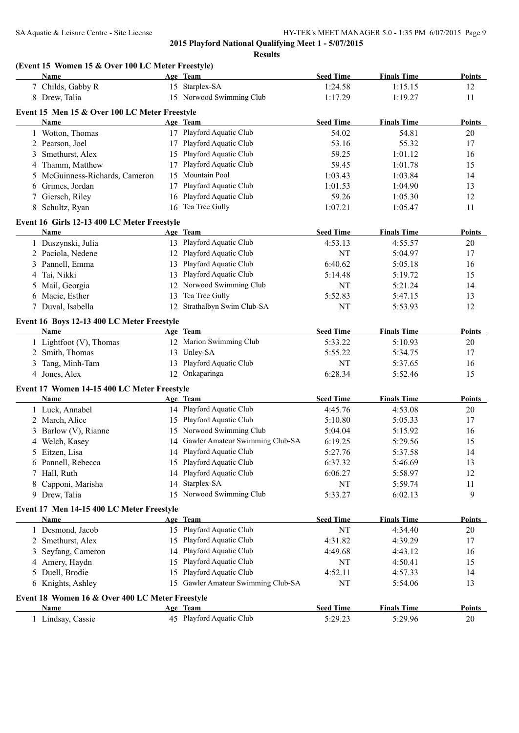# 2015 Playford National Qualifying Meet 1 - 5/07/2015

## Results

### (Event 15 Women 15 & Over 100 LC Meter Freestyle)

| | Name | Age | Team | Seed Time | Finals Time | Points |
|---|---|---|---|---|---|---|
| 7 | Childs, Gabby R | 15 | Starplex-SA | 1:24.58 | 1:15.15 | 12 |
| 8 | Drew, Talia | 15 | Norwood Swimming Club | 1:17.29 | 1:19.27 | 11 |

### Event 15 Men 15 & Over 100 LC Meter Freestyle

| | Name | Age | Team | Seed Time | Finals Time | Points |
|---|---|---|---|---|---|---|
| 1 | Wotton, Thomas | 17 | Playford Aquatic Club | 54.02 | 54.81 | 20 |
| 2 | Pearson, Joel | 17 | Playford Aquatic Club | 53.16 | 55.32 | 17 |
| 3 | Smethurst, Alex | 15 | Playford Aquatic Club | 59.25 | 1:01.12 | 16 |
| 4 | Thamm, Matthew | 17 | Playford Aquatic Club | 59.45 | 1:01.78 | 15 |
| 5 | McGuinness-Richards, Cameron | 15 | Mountain Pool | 1:03.43 | 1:03.84 | 14 |
| 6 | Grimes, Jordan | 17 | Playford Aquatic Club | 1:01.53 | 1:04.90 | 13 |
| 7 | Giersch, Riley | 16 | Playford Aquatic Club | 59.26 | 1:05.30 | 12 |
| 8 | Schultz, Ryan | 16 | Tea Tree Gully | 1:07.21 | 1:05.47 | 11 |

### Event 16 Girls 12-13 400 LC Meter Freestyle

| | Name | Age | Team | Seed Time | Finals Time | Points |
|---|---|---|---|---|---|---|
| 1 | Duszynski, Julia | 13 | Playford Aquatic Club | 4:53.13 | 4:55.57 | 20 |
| 2 | Paciola, Nedene | 12 | Playford Aquatic Club | NT | 5:04.97 | 17 |
| 3 | Pannell, Emma | 13 | Playford Aquatic Club | 6:40.62 | 5:05.18 | 16 |
| 4 | Tai, Nikki | 13 | Playford Aquatic Club | 5:14.48 | 5:19.72 | 15 |
| 5 | Mail, Georgia | 12 | Norwood Swimming Club | NT | 5:21.24 | 14 |
| 6 | Macie, Esther | 13 | Tea Tree Gully | 5:52.83 | 5:47.15 | 13 |
| 7 | Duval, Isabella | 12 | Strathalbyn Swim Club-SA | NT | 5:53.93 | 12 |

### Event 16 Boys 12-13 400 LC Meter Freestyle

| | Name | Age | Team | Seed Time | Finals Time | Points |
|---|---|---|---|---|---|---|
| 1 | Lightfoot (V), Thomas | 12 | Marion Swimming Club | 5:33.22 | 5:10.93 | 20 |
| 2 | Smith, Thomas | 13 | Unley-SA | 5:55.22 | 5:34.75 | 17 |
| 3 | Tang, Minh-Tam | 13 | Playford Aquatic Club | NT | 5:37.65 | 16 |
| 4 | Jones, Alex | 12 | Onkaparinga | 6:28.34 | 5:52.46 | 15 |

### Event 17 Women 14-15 400 LC Meter Freestyle

| | Name | Age | Team | Seed Time | Finals Time | Points |
|---|---|---|---|---|---|---|
| 1 | Luck, Annabel | 14 | Playford Aquatic Club | 4:45.76 | 4:53.08 | 20 |
| 2 | March, Alice | 15 | Playford Aquatic Club | 5:10.80 | 5:05.33 | 17 |
| 3 | Barlow (V), Rianne | 15 | Norwood Swimming Club | 5:04.04 | 5:15.92 | 16 |
| 4 | Welch, Kasey | 14 | Gawler Amateur Swimming Club-SA | 6:19.25 | 5:29.56 | 15 |
| 5 | Eitzen, Lisa | 14 | Playford Aquatic Club | 5:27.76 | 5:37.58 | 14 |
| 6 | Pannell, Rebecca | 15 | Playford Aquatic Club | 6:37.32 | 5:46.69 | 13 |
| 7 | Hall, Ruth | 14 | Playford Aquatic Club | 6:06.27 | 5:58.97 | 12 |
| 8 | Capponi, Marisha | 14 | Starplex-SA | NT | 5:59.74 | 11 |
| 9 | Drew, Talia | 15 | Norwood Swimming Club | 5:33.27 | 6:02.13 | 9 |

### Event 17 Men 14-15 400 LC Meter Freestyle

| | Name | Age | Team | Seed Time | Finals Time | Points |
|---|---|---|---|---|---|---|
| 1 | Desmond, Jacob | 15 | Playford Aquatic Club | NT | 4:34.40 | 20 |
| 2 | Smethurst, Alex | 15 | Playford Aquatic Club | 4:31.82 | 4:39.29 | 17 |
| 3 | Seyfang, Cameron | 14 | Playford Aquatic Club | 4:49.68 | 4:43.12 | 16 |
| 4 | Amery, Haydn | 15 | Playford Aquatic Club | NT | 4:50.41 | 15 |
| 5 | Duell, Brodie | 15 | Playford Aquatic Club | 4:52.11 | 4:57.33 | 14 |
| 6 | Knights, Ashley | 15 | Gawler Amateur Swimming Club-SA | NT | 5:54.06 | 13 |

### Event 18 Women 16 & Over 400 LC Meter Freestyle

| | Name | Age | Team | Seed Time | Finals Time | Points |
|---|---|---|---|---|---|---|
| 1 | Lindsay, Cassie | 45 | Playford Aquatic Club | 5:29.23 | 5:29.96 | 20 |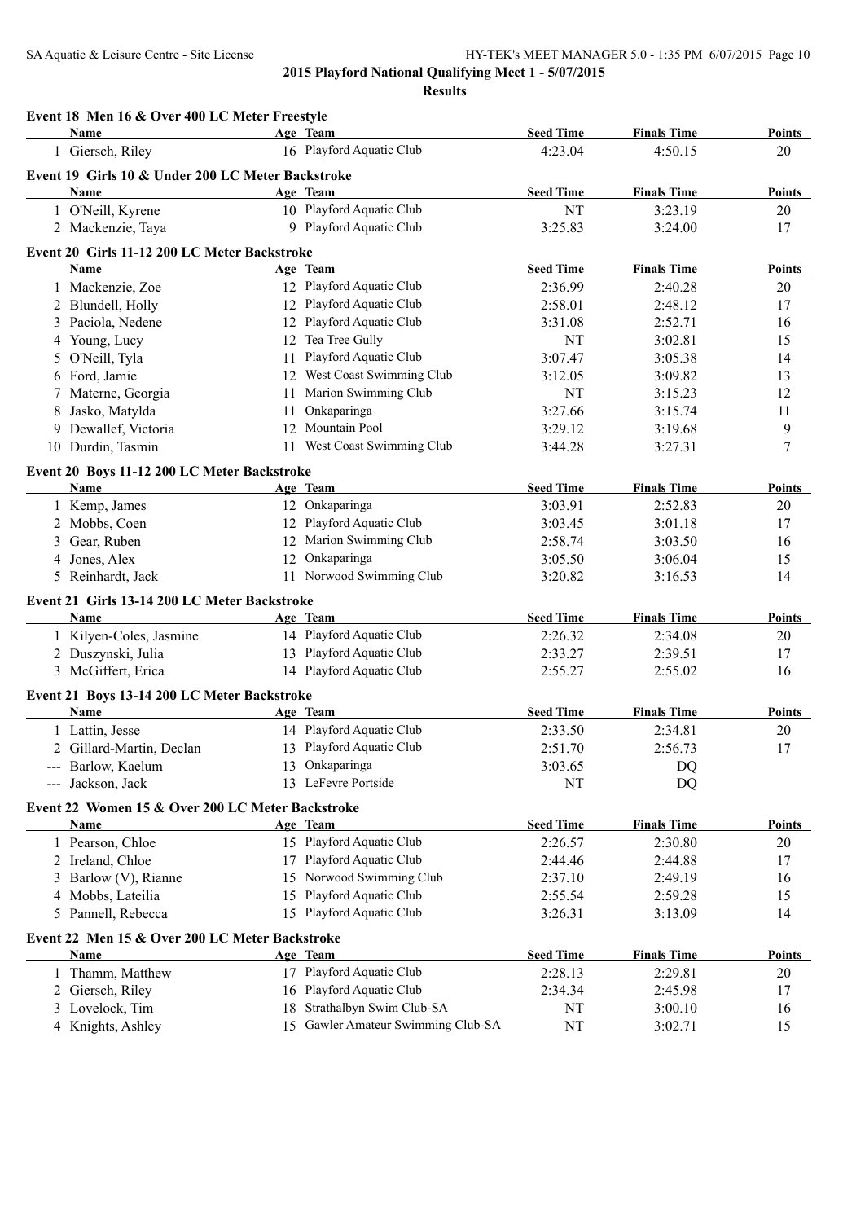**2015 Playford National Qualifying Meet 1 - 5/07/2015**

**Results**

### Event 18 Men 16 & Over 400 LC Meter Freestyle

| | Name | Age | Team | Seed Time | Finals Time | Points |
|---|---|---|---|---|---|---|
| 1 | Giersch, Riley | 16 | Playford Aquatic Club | 4:23.04 | 4:50.15 | 20 |

### Event 19 Girls 10 & Under 200 LC Meter Backstroke

| | Name | Age | Team | Seed Time | Finals Time | Points |
|---|---|---|---|---|---|---|
| 1 | O'Neill, Kyrene | 10 | Playford Aquatic Club | NT | 3:23.19 | 20 |
| 2 | Mackenzie, Taya | 9 | Playford Aquatic Club | 3:25.83 | 3:24.00 | 17 |

### Event 20 Girls 11-12 200 LC Meter Backstroke

| | Name | Age | Team | Seed Time | Finals Time | Points |
|---|---|---|---|---|---|---|
| 1 | Mackenzie, Zoe | 12 | Playford Aquatic Club | 2:36.99 | 2:40.28 | 20 |
| 2 | Blundell, Holly | 12 | Playford Aquatic Club | 2:58.01 | 2:48.12 | 17 |
| 3 | Paciola, Nedene | 12 | Playford Aquatic Club | 3:31.08 | 2:52.71 | 16 |
| 4 | Young, Lucy | 12 | Tea Tree Gully | NT | 3:02.81 | 15 |
| 5 | O'Neill, Tyla | 11 | Playford Aquatic Club | 3:07.47 | 3:05.38 | 14 |
| 6 | Ford, Jamie | 12 | West Coast Swimming Club | 3:12.05 | 3:09.82 | 13 |
| 7 | Materne, Georgia | 11 | Marion Swimming Club | NT | 3:15.23 | 12 |
| 8 | Jasko, Matylda | 11 | Onkaparinga | 3:27.66 | 3:15.74 | 11 |
| 9 | Dewallef, Victoria | 12 | Mountain Pool | 3:29.12 | 3:19.68 | 9 |
| 10 | Durdin, Tasmin | 11 | West Coast Swimming Club | 3:44.28 | 3:27.31 | 7 |

### Event 20 Boys 11-12 200 LC Meter Backstroke

| | Name | Age | Team | Seed Time | Finals Time | Points |
|---|---|---|---|---|---|---|
| 1 | Kemp, James | 12 | Onkaparinga | 3:03.91 | 2:52.83 | 20 |
| 2 | Mobbs, Coen | 12 | Playford Aquatic Club | 3:03.45 | 3:01.18 | 17 |
| 3 | Gear, Ruben | 12 | Marion Swimming Club | 2:58.74 | 3:03.50 | 16 |
| 4 | Jones, Alex | 12 | Onkaparinga | 3:05.50 | 3:06.04 | 15 |
| 5 | Reinhardt, Jack | 11 | Norwood Swimming Club | 3:20.82 | 3:16.53 | 14 |

### Event 21 Girls 13-14 200 LC Meter Backstroke

| | Name | Age | Team | Seed Time | Finals Time | Points |
|---|---|---|---|---|---|---|
| 1 | Kilyen-Coles, Jasmine | 14 | Playford Aquatic Club | 2:26.32 | 2:34.08 | 20 |
| 2 | Duszynski, Julia | 13 | Playford Aquatic Club | 2:33.27 | 2:39.51 | 17 |
| 3 | McGiffert, Erica | 14 | Playford Aquatic Club | 2:55.27 | 2:55.02 | 16 |

### Event 21 Boys 13-14 200 LC Meter Backstroke

| | Name | Age | Team | Seed Time | Finals Time | Points |
|---|---|---|---|---|---|---|
| 1 | Lattin, Jesse | 14 | Playford Aquatic Club | 2:33.50 | 2:34.81 | 20 |
| 2 | Gillard-Martin, Declan | 13 | Playford Aquatic Club | 2:51.70 | 2:56.73 | 17 |
| --- | Barlow, Kaelum | 13 | Onkaparinga | 3:03.65 | DQ | |
| --- | Jackson, Jack | 13 | LeFevre Portside | NT | DQ | |

### Event 22 Women 15 & Over 200 LC Meter Backstroke

| | Name | Age | Team | Seed Time | Finals Time | Points |
|---|---|---|---|---|---|---|
| 1 | Pearson, Chloe | 15 | Playford Aquatic Club | 2:26.57 | 2:30.80 | 20 |
| 2 | Ireland, Chloe | 17 | Playford Aquatic Club | 2:44.46 | 2:44.88 | 17 |
| 3 | Barlow (V), Rianne | 15 | Norwood Swimming Club | 2:37.10 | 2:49.19 | 16 |
| 4 | Mobbs, Lateilia | 15 | Playford Aquatic Club | 2:55.54 | 2:59.28 | 15 |
| 5 | Pannell, Rebecca | 15 | Playford Aquatic Club | 3:26.31 | 3:13.09 | 14 |

### Event 22 Men 15 & Over 200 LC Meter Backstroke

| | Name | Age | Team | Seed Time | Finals Time | Points |
|---|---|---|---|---|---|---|
| 1 | Thamm, Matthew | 17 | Playford Aquatic Club | 2:28.13 | 2:29.81 | 20 |
| 2 | Giersch, Riley | 16 | Playford Aquatic Club | 2:34.34 | 2:45.98 | 17 |
| 3 | Lovelock, Tim | 18 | Strathalbyn Swim Club-SA | NT | 3:00.10 | 16 |
| 4 | Knights, Ashley | 15 | Gawler Amateur Swimming Club-SA | NT | 3:02.71 | 15 |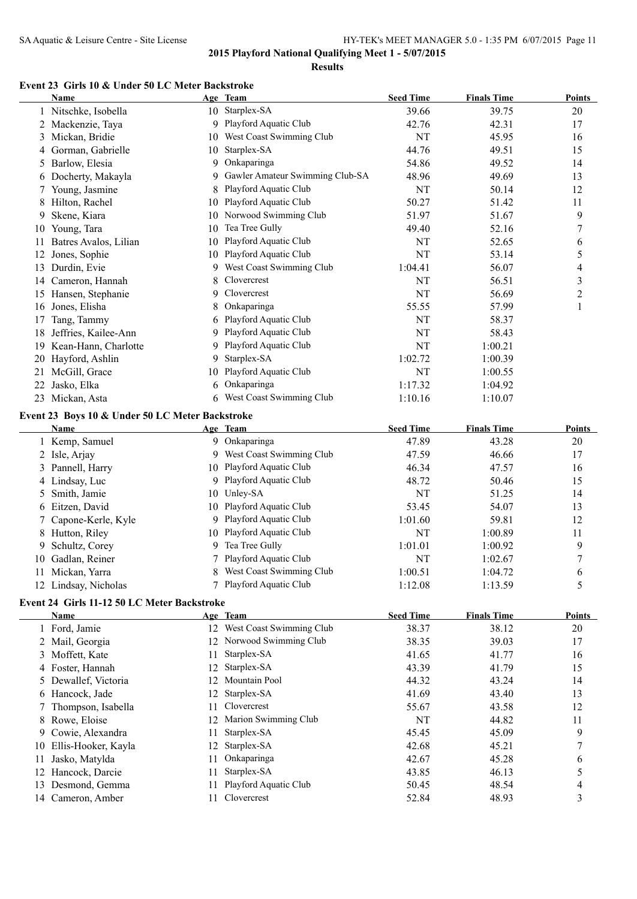## 2015 Playford National Qualifying Meet 1 - 5/07/2015

**Results**

### Event 23 Girls 10 & Under 50 LC Meter Backstroke

| | Name | Age | Team | Seed Time | Finals Time | Points |
|---|---|---|---|---|---|---|
| 1 | Nitschke, Isobella | 10 | Starplex-SA | 39.66 | 39.75 | 20 |
| 2 | Mackenzie, Taya | 9 | Playford Aquatic Club | 42.76 | 42.31 | 17 |
| 3 | Mickan, Bridie | 10 | West Coast Swimming Club | NT | 45.95 | 16 |
| 4 | Gorman, Gabrielle | 10 | Starplex-SA | 44.76 | 49.51 | 15 |
| 5 | Barlow, Elesia | 9 | Onkaparinga | 54.86 | 49.52 | 14 |
| 6 | Docherty, Makayla | 9 | Gawler Amateur Swimming Club-SA | 48.96 | 49.69 | 13 |
| 7 | Young, Jasmine | 8 | Playford Aquatic Club | NT | 50.14 | 12 |
| 8 | Hilton, Rachel | 10 | Playford Aquatic Club | 50.27 | 51.42 | 11 |
| 9 | Skene, Kiara | 10 | Norwood Swimming Club | 51.97 | 51.67 | 9 |
| 10 | Young, Tara | 10 | Tea Tree Gully | 49.40 | 52.16 | 7 |
| 11 | Batres Avalos, Lilian | 10 | Playford Aquatic Club | NT | 52.65 | 6 |
| 12 | Jones, Sophie | 10 | Playford Aquatic Club | NT | 53.14 | 5 |
| 13 | Durdin, Evie | 9 | West Coast Swimming Club | 1:04.41 | 56.07 | 4 |
| 14 | Cameron, Hannah | 8 | Clovercrest | NT | 56.51 | 3 |
| 15 | Hansen, Stephanie | 9 | Clovercrest | NT | 56.69 | 2 |
| 16 | Jones, Elisha | 8 | Onkaparinga | 55.55 | 57.99 | 1 |
| 17 | Tang, Tammy | 6 | Playford Aquatic Club | NT | 58.37 | |
| 18 | Jeffries, Kailee-Ann | 9 | Playford Aquatic Club | NT | 58.43 | |
| 19 | Kean-Hann, Charlotte | 9 | Playford Aquatic Club | NT | 1:00.21 | |
| 20 | Hayford, Ashlin | 9 | Starplex-SA | 1:02.72 | 1:00.39 | |
| 21 | McGill, Grace | 10 | Playford Aquatic Club | NT | 1:00.55 | |
| 22 | Jasko, Elka | 6 | Onkaparinga | 1:17.32 | 1:04.92 | |
| 23 | Mickan, Asta | 6 | West Coast Swimming Club | 1:10.16 | 1:10.07 | |

### Event 23 Boys 10 & Under 50 LC Meter Backstroke

| | Name | Age | Team | Seed Time | Finals Time | Points |
|---|---|---|---|---|---|---|
| 1 | Kemp, Samuel | 9 | Onkaparinga | 47.89 | 43.28 | 20 |
| 2 | Isle, Arjay | 9 | West Coast Swimming Club | 47.59 | 46.66 | 17 |
| 3 | Pannell, Harry | 10 | Playford Aquatic Club | 46.34 | 47.57 | 16 |
| 4 | Lindsay, Luc | 9 | Playford Aquatic Club | 48.72 | 50.46 | 15 |
| 5 | Smith, Jamie | 10 | Unley-SA | NT | 51.25 | 14 |
| 6 | Eitzen, David | 10 | Playford Aquatic Club | 53.45 | 54.07 | 13 |
| 7 | Capone-Kerle, Kyle | 9 | Playford Aquatic Club | 1:01.60 | 59.81 | 12 |
| 8 | Hutton, Riley | 10 | Playford Aquatic Club | NT | 1:00.89 | 11 |
| 9 | Schultz, Corey | 9 | Tea Tree Gully | 1:01.01 | 1:00.92 | 9 |
| 10 | Gadlan, Reiner | 7 | Playford Aquatic Club | NT | 1:02.67 | 7 |
| 11 | Mickan, Yarra | 8 | West Coast Swimming Club | 1:00.51 | 1:04.72 | 6 |
| 12 | Lindsay, Nicholas | 7 | Playford Aquatic Club | 1:12.08 | 1:13.59 | 5 |

### Event 24 Girls 11-12 50 LC Meter Backstroke

| | Name | Age | Team | Seed Time | Finals Time | Points |
|---|---|---|---|---|---|---|
| 1 | Ford, Jamie | 12 | West Coast Swimming Club | 38.37 | 38.12 | 20 |
| 2 | Mail, Georgia | 12 | Norwood Swimming Club | 38.35 | 39.03 | 17 |
| 3 | Moffett, Kate | 11 | Starplex-SA | 41.65 | 41.77 | 16 |
| 4 | Foster, Hannah | 12 | Starplex-SA | 43.39 | 41.79 | 15 |
| 5 | Dewallef, Victoria | 12 | Mountain Pool | 44.32 | 43.24 | 14 |
| 6 | Hancock, Jade | 12 | Starplex-SA | 41.69 | 43.40 | 13 |
| 7 | Thompson, Isabella | 11 | Clovercrest | 55.67 | 43.58 | 12 |
| 8 | Rowe, Eloise | 12 | Marion Swimming Club | NT | 44.82 | 11 |
| 9 | Cowie, Alexandra | 11 | Starplex-SA | 45.45 | 45.09 | 9 |
| 10 | Ellis-Hooker, Kayla | 12 | Starplex-SA | 42.68 | 45.21 | 7 |
| 11 | Jasko, Matylda | 11 | Onkaparinga | 42.67 | 45.28 | 6 |
| 12 | Hancock, Darcie | 11 | Starplex-SA | 43.85 | 46.13 | 5 |
| 13 | Desmond, Gemma | 11 | Playford Aquatic Club | 50.45 | 48.54 | 4 |
| 14 | Cameron, Amber | 11 | Clovercrest | 52.84 | 48.93 | 3 |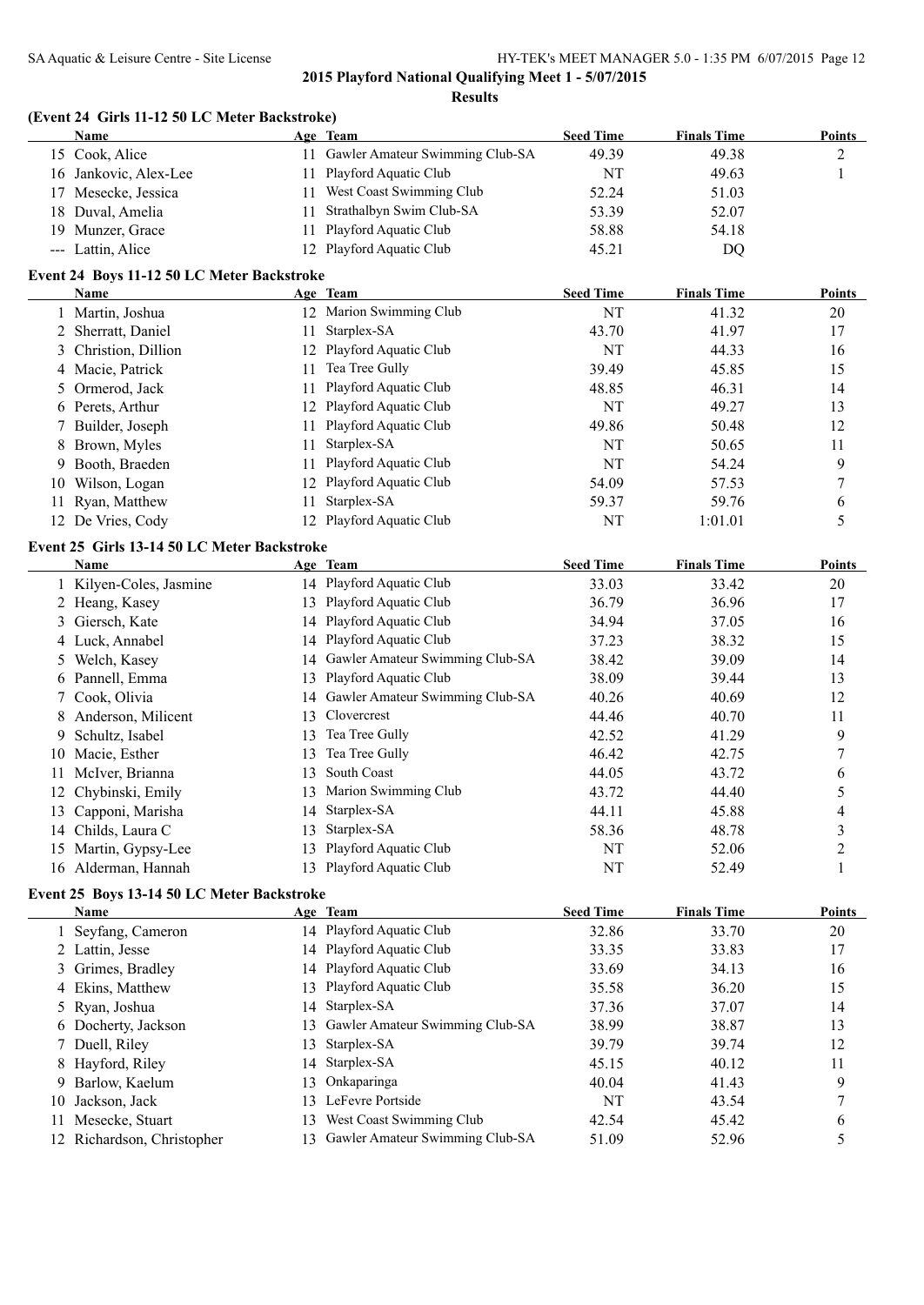**2015 Playford National Qualifying Meet 1 - 5/07/2015**

**Results**

### (Event 24 Girls 11-12 50 LC Meter Backstroke)

| | Name | Age | Team | Seed Time | Finals Time | Points |
|---|---|---|---|---|---|---|
| 15 | Cook, Alice | 11 | Gawler Amateur Swimming Club-SA | 49.39 | 49.38 | 2 |
| 16 | Jankovic, Alex-Lee | 11 | Playford Aquatic Club | NT | 49.63 | 1 |
| 17 | Mesecke, Jessica | 11 | West Coast Swimming Club | 52.24 | 51.03 | |
| 18 | Duval, Amelia | 11 | Strathalbyn Swim Club-SA | 53.39 | 52.07 | |
| 19 | Munzer, Grace | 11 | Playford Aquatic Club | 58.88 | 54.18 | |
| --- | Lattin, Alice | 12 | Playford Aquatic Club | 45.21 | DQ | |

### Event 24 Boys 11-12 50 LC Meter Backstroke

| | Name | Age | Team | Seed Time | Finals Time | Points |
|---|---|---|---|---|---|---|
| 1 | Martin, Joshua | 12 | Marion Swimming Club | NT | 41.32 | 20 |
| 2 | Sherratt, Daniel | 11 | Starplex-SA | 43.70 | 41.97 | 17 |
| 3 | Christion, Dillion | 12 | Playford Aquatic Club | NT | 44.33 | 16 |
| 4 | Macie, Patrick | 11 | Tea Tree Gully | 39.49 | 45.85 | 15 |
| 5 | Ormerod, Jack | 11 | Playford Aquatic Club | 48.85 | 46.31 | 14 |
| 6 | Perets, Arthur | 12 | Playford Aquatic Club | NT | 49.27 | 13 |
| 7 | Builder, Joseph | 11 | Playford Aquatic Club | 49.86 | 50.48 | 12 |
| 8 | Brown, Myles | 11 | Starplex-SA | NT | 50.65 | 11 |
| 9 | Booth, Braeden | 11 | Playford Aquatic Club | NT | 54.24 | 9 |
| 10 | Wilson, Logan | 12 | Playford Aquatic Club | 54.09 | 57.53 | 7 |
| 11 | Ryan, Matthew | 11 | Starplex-SA | 59.37 | 59.76 | 6 |
| 12 | De Vries, Cody | 12 | Playford Aquatic Club | NT | 1:01.01 | 5 |

### Event 25 Girls 13-14 50 LC Meter Backstroke

| | Name | Age | Team | Seed Time | Finals Time | Points |
|---|---|---|---|---|---|---|
| 1 | Kilyen-Coles, Jasmine | 14 | Playford Aquatic Club | 33.03 | 33.42 | 20 |
| 2 | Heang, Kasey | 13 | Playford Aquatic Club | 36.79 | 36.96 | 17 |
| 3 | Giersch, Kate | 14 | Playford Aquatic Club | 34.94 | 37.05 | 16 |
| 4 | Luck, Annabel | 14 | Playford Aquatic Club | 37.23 | 38.32 | 15 |
| 5 | Welch, Kasey | 14 | Gawler Amateur Swimming Club-SA | 38.42 | 39.09 | 14 |
| 6 | Pannell, Emma | 13 | Playford Aquatic Club | 38.09 | 39.44 | 13 |
| 7 | Cook, Olivia | 14 | Gawler Amateur Swimming Club-SA | 40.26 | 40.69 | 12 |
| 8 | Anderson, Milicent | 13 | Clovercrest | 44.46 | 40.70 | 11 |
| 9 | Schultz, Isabel | 13 | Tea Tree Gully | 42.52 | 41.29 | 9 |
| 10 | Macie, Esther | 13 | Tea Tree Gully | 46.42 | 42.75 | 7 |
| 11 | McIver, Brianna | 13 | South Coast | 44.05 | 43.72 | 6 |
| 12 | Chybinski, Emily | 13 | Marion Swimming Club | 43.72 | 44.40 | 5 |
| 13 | Capponi, Marisha | 14 | Starplex-SA | 44.11 | 45.88 | 4 |
| 14 | Childs, Laura C | 13 | Starplex-SA | 58.36 | 48.78 | 3 |
| 15 | Martin, Gypsy-Lee | 13 | Playford Aquatic Club | NT | 52.06 | 2 |
| 16 | Alderman, Hannah | 13 | Playford Aquatic Club | NT | 52.49 | 1 |

### Event 25 Boys 13-14 50 LC Meter Backstroke

| | Name | Age | Team | Seed Time | Finals Time | Points |
|---|---|---|---|---|---|---|
| 1 | Seyfang, Cameron | 14 | Playford Aquatic Club | 32.86 | 33.70 | 20 |
| 2 | Lattin, Jesse | 14 | Playford Aquatic Club | 33.35 | 33.83 | 17 |
| 3 | Grimes, Bradley | 14 | Playford Aquatic Club | 33.69 | 34.13 | 16 |
| 4 | Ekins, Matthew | 13 | Playford Aquatic Club | 35.58 | 36.20 | 15 |
| 5 | Ryan, Joshua | 14 | Starplex-SA | 37.36 | 37.07 | 14 |
| 6 | Docherty, Jackson | 13 | Gawler Amateur Swimming Club-SA | 38.99 | 38.87 | 13 |
| 7 | Duell, Riley | 13 | Starplex-SA | 39.79 | 39.74 | 12 |
| 8 | Hayford, Riley | 14 | Starplex-SA | 45.15 | 40.12 | 11 |
| 9 | Barlow, Kaelum | 13 | Onkaparinga | 40.04 | 41.43 | 9 |
| 10 | Jackson, Jack | 13 | LeFevre Portside | NT | 43.54 | 7 |
| 11 | Mesecke, Stuart | 13 | West Coast Swimming Club | 42.54 | 45.42 | 6 |
| 12 | Richardson, Christopher | 13 | Gawler Amateur Swimming Club-SA | 51.09 | 52.96 | 5 |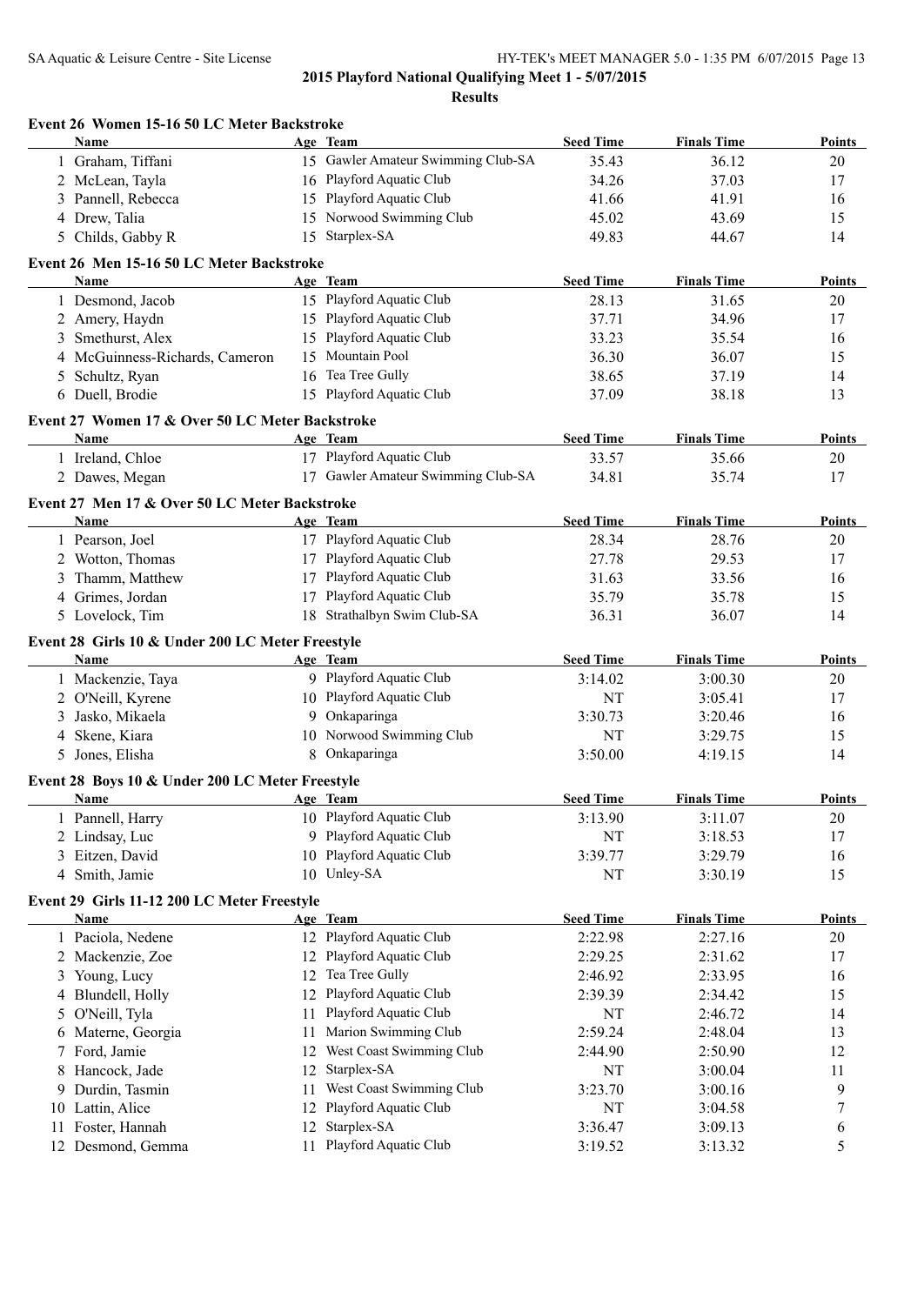## 2015 Playford National Qualifying Meet 1 - 5/07/2015

### Results

#### Event 26 Women 15-16 50 LC Meter Backstroke

| | Name | Age | Team | Seed Time | Finals Time | Points |
|---|---|---|---|---|---|---|
| 1 | Graham, Tiffani | 15 | Gawler Amateur Swimming Club-SA | 35.43 | 36.12 | 20 |
| 2 | McLean, Tayla | 16 | Playford Aquatic Club | 34.26 | 37.03 | 17 |
| 3 | Pannell, Rebecca | 15 | Playford Aquatic Club | 41.66 | 41.91 | 16 |
| 4 | Drew, Talia | 15 | Norwood Swimming Club | 45.02 | 43.69 | 15 |
| 5 | Childs, Gabby R | 15 | Starplex-SA | 49.83 | 44.67 | 14 |

#### Event 26 Men 15-16 50 LC Meter Backstroke

| | Name | Age | Team | Seed Time | Finals Time | Points |
|---|---|---|---|---|---|---|
| 1 | Desmond, Jacob | 15 | Playford Aquatic Club | 28.13 | 31.65 | 20 |
| 2 | Amery, Haydn | 15 | Playford Aquatic Club | 37.71 | 34.96 | 17 |
| 3 | Smethurst, Alex | 15 | Playford Aquatic Club | 33.23 | 35.54 | 16 |
| 4 | McGuinness-Richards, Cameron | 15 | Mountain Pool | 36.30 | 36.07 | 15 |
| 5 | Schultz, Ryan | 16 | Tea Tree Gully | 38.65 | 37.19 | 14 |
| 6 | Duell, Brodie | 15 | Playford Aquatic Club | 37.09 | 38.18 | 13 |

#### Event 27 Women 17 & Over 50 LC Meter Backstroke

| | Name | Age | Team | Seed Time | Finals Time | Points |
|---|---|---|---|---|---|---|
| 1 | Ireland, Chloe | 17 | Playford Aquatic Club | 33.57 | 35.66 | 20 |
| 2 | Dawes, Megan | 17 | Gawler Amateur Swimming Club-SA | 34.81 | 35.74 | 17 |

#### Event 27 Men 17 & Over 50 LC Meter Backstroke

| | Name | Age | Team | Seed Time | Finals Time | Points |
|---|---|---|---|---|---|---|
| 1 | Pearson, Joel | 17 | Playford Aquatic Club | 28.34 | 28.76 | 20 |
| 2 | Wotton, Thomas | 17 | Playford Aquatic Club | 27.78 | 29.53 | 17 |
| 3 | Thamm, Matthew | 17 | Playford Aquatic Club | 31.63 | 33.56 | 16 |
| 4 | Grimes, Jordan | 17 | Playford Aquatic Club | 35.79 | 35.78 | 15 |
| 5 | Lovelock, Tim | 18 | Strathalbyn Swim Club-SA | 36.31 | 36.07 | 14 |

#### Event 28 Girls 10 & Under 200 LC Meter Freestyle

| | Name | Age | Team | Seed Time | Finals Time | Points |
|---|---|---|---|---|---|---|
| 1 | Mackenzie, Taya | 9 | Playford Aquatic Club | 3:14.02 | 3:00.30 | 20 |
| 2 | O'Neill, Kyrene | 10 | Playford Aquatic Club | NT | 3:05.41 | 17 |
| 3 | Jasko, Mikaela | 9 | Onkaparinga | 3:30.73 | 3:20.46 | 16 |
| 4 | Skene, Kiara | 10 | Norwood Swimming Club | NT | 3:29.75 | 15 |
| 5 | Jones, Elisha | 8 | Onkaparinga | 3:50.00 | 4:19.15 | 14 |

#### Event 28 Boys 10 & Under 200 LC Meter Freestyle

| | Name | Age | Team | Seed Time | Finals Time | Points |
|---|---|---|---|---|---|---|
| 1 | Pannell, Harry | 10 | Playford Aquatic Club | 3:13.90 | 3:11.07 | 20 |
| 2 | Lindsay, Luc | 9 | Playford Aquatic Club | NT | 3:18.53 | 17 |
| 3 | Eitzen, David | 10 | Playford Aquatic Club | 3:39.77 | 3:29.79 | 16 |
| 4 | Smith, Jamie | 10 | Unley-SA | NT | 3:30.19 | 15 |

#### Event 29 Girls 11-12 200 LC Meter Freestyle

| | Name | Age | Team | Seed Time | Finals Time | Points |
|---|---|---|---|---|---|---|
| 1 | Paciola, Nedene | 12 | Playford Aquatic Club | 2:22.98 | 2:27.16 | 20 |
| 2 | Mackenzie, Zoe | 12 | Playford Aquatic Club | 2:29.25 | 2:31.62 | 17 |
| 3 | Young, Lucy | 12 | Tea Tree Gully | 2:46.92 | 2:33.95 | 16 |
| 4 | Blundell, Holly | 12 | Playford Aquatic Club | 2:39.39 | 2:34.42 | 15 |
| 5 | O'Neill, Tyla | 11 | Playford Aquatic Club | NT | 2:46.72 | 14 |
| 6 | Materne, Georgia | 11 | Marion Swimming Club | 2:59.24 | 2:48.04 | 13 |
| 7 | Ford, Jamie | 12 | West Coast Swimming Club | 2:44.90 | 2:50.90 | 12 |
| 8 | Hancock, Jade | 12 | Starplex-SA | NT | 3:00.04 | 11 |
| 9 | Durdin, Tasmin | 11 | West Coast Swimming Club | 3:23.70 | 3:00.16 | 9 |
| 10 | Lattin, Alice | 12 | Playford Aquatic Club | NT | 3:04.58 | 7 |
| 11 | Foster, Hannah | 12 | Starplex-SA | 3:36.47 | 3:09.13 | 6 |
| 12 | Desmond, Gemma | 11 | Playford Aquatic Club | 3:19.52 | 3:13.32 | 5 |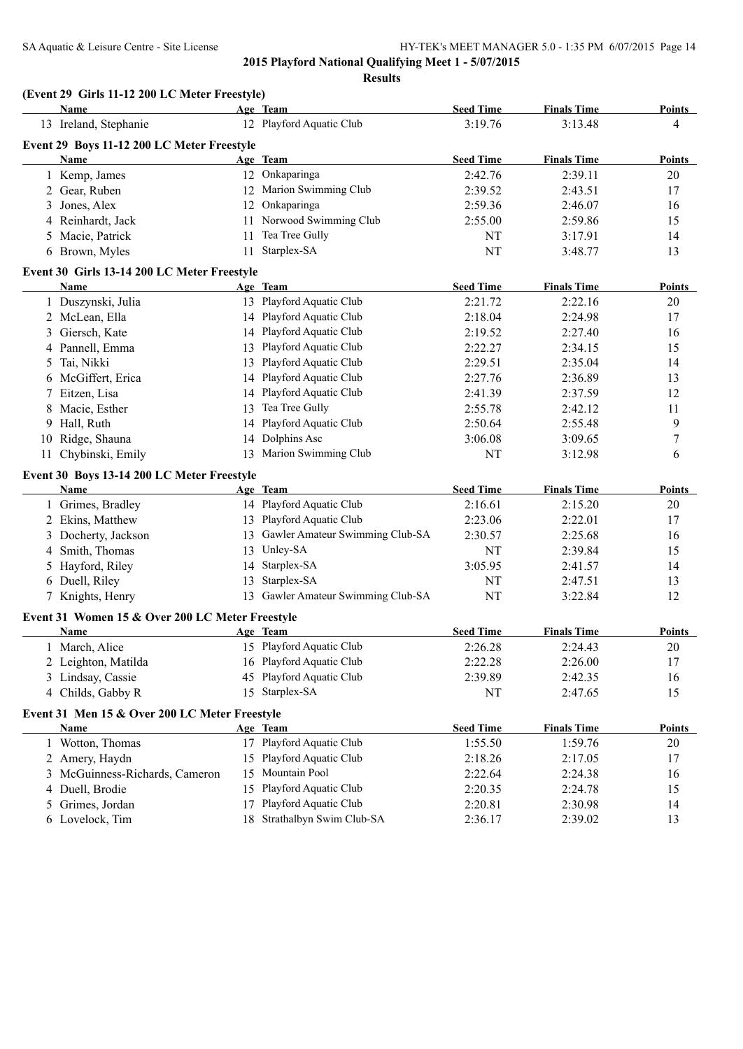**2015 Playford National Qualifying Meet 1 - 5/07/2015**

**Results**

### (Event 29 Girls 11-12 200 LC Meter Freestyle)

| | Name | Age | Team | Seed Time | Finals Time | Points |
|---|---|---|---|---|---|---|
| 13 | Ireland, Stephanie | 12 | Playford Aquatic Club | 3:19.76 | 3:13.48 | 4 |

### Event 29 Boys 11-12 200 LC Meter Freestyle

| | Name | Age | Team | Seed Time | Finals Time | Points |
|---|---|---|---|---|---|---|
| 1 | Kemp, James | 12 | Onkaparinga | 2:42.76 | 2:39.11 | 20 |
| 2 | Gear, Ruben | 12 | Marion Swimming Club | 2:39.52 | 2:43.51 | 17 |
| 3 | Jones, Alex | 12 | Onkaparinga | 2:59.36 | 2:46.07 | 16 |
| 4 | Reinhardt, Jack | 11 | Norwood Swimming Club | 2:55.00 | 2:59.86 | 15 |
| 5 | Macie, Patrick | 11 | Tea Tree Gully | NT | 3:17.91 | 14 |
| 6 | Brown, Myles | 11 | Starplex-SA | NT | 3:48.77 | 13 |

### Event 30 Girls 13-14 200 LC Meter Freestyle

| | Name | Age | Team | Seed Time | Finals Time | Points |
|---|---|---|---|---|---|---|
| 1 | Duszynski, Julia | 13 | Playford Aquatic Club | 2:21.72 | 2:22.16 | 20 |
| 2 | McLean, Ella | 14 | Playford Aquatic Club | 2:18.04 | 2:24.98 | 17 |
| 3 | Giersch, Kate | 14 | Playford Aquatic Club | 2:19.52 | 2:27.40 | 16 |
| 4 | Pannell, Emma | 13 | Playford Aquatic Club | 2:22.27 | 2:34.15 | 15 |
| 5 | Tai, Nikki | 13 | Playford Aquatic Club | 2:29.51 | 2:35.04 | 14 |
| 6 | McGiffert, Erica | 14 | Playford Aquatic Club | 2:27.76 | 2:36.89 | 13 |
| 7 | Eitzen, Lisa | 14 | Playford Aquatic Club | 2:41.39 | 2:37.59 | 12 |
| 8 | Macie, Esther | 13 | Tea Tree Gully | 2:55.78 | 2:42.12 | 11 |
| 9 | Hall, Ruth | 14 | Playford Aquatic Club | 2:50.64 | 2:55.48 | 9 |
| 10 | Ridge, Shauna | 14 | Dolphins Asc | 3:06.08 | 3:09.65 | 7 |
| 11 | Chybinski, Emily | 13 | Marion Swimming Club | NT | 3:12.98 | 6 |

### Event 30 Boys 13-14 200 LC Meter Freestyle

| | Name | Age | Team | Seed Time | Finals Time | Points |
|---|---|---|---|---|---|---|
| 1 | Grimes, Bradley | 14 | Playford Aquatic Club | 2:16.61 | 2:15.20 | 20 |
| 2 | Ekins, Matthew | 13 | Playford Aquatic Club | 2:23.06 | 2:22.01 | 17 |
| 3 | Docherty, Jackson | 13 | Gawler Amateur Swimming Club-SA | 2:30.57 | 2:25.68 | 16 |
| 4 | Smith, Thomas | 13 | Unley-SA | NT | 2:39.84 | 15 |
| 5 | Hayford, Riley | 14 | Starplex-SA | 3:05.95 | 2:41.57 | 14 |
| 6 | Duell, Riley | 13 | Starplex-SA | NT | 2:47.51 | 13 |
| 7 | Knights, Henry | 13 | Gawler Amateur Swimming Club-SA | NT | 3:22.84 | 12 |

### Event 31 Women 15 & Over 200 LC Meter Freestyle

| | Name | Age | Team | Seed Time | Finals Time | Points |
|---|---|---|---|---|---|---|
| 1 | March, Alice | 15 | Playford Aquatic Club | 2:26.28 | 2:24.43 | 20 |
| 2 | Leighton, Matilda | 16 | Playford Aquatic Club | 2:22.28 | 2:26.00 | 17 |
| 3 | Lindsay, Cassie | 45 | Playford Aquatic Club | 2:39.89 | 2:42.35 | 16 |
| 4 | Childs, Gabby R | 15 | Starplex-SA | NT | 2:47.65 | 15 |

### Event 31 Men 15 & Over 200 LC Meter Freestyle

| | Name | Age | Team | Seed Time | Finals Time | Points |
|---|---|---|---|---|---|---|
| 1 | Wotton, Thomas | 17 | Playford Aquatic Club | 1:55.50 | 1:59.76 | 20 |
| 2 | Amery, Haydn | 15 | Playford Aquatic Club | 2:18.26 | 2:17.05 | 17 |
| 3 | McGuinness-Richards, Cameron | 15 | Mountain Pool | 2:22.64 | 2:24.38 | 16 |
| 4 | Duell, Brodie | 15 | Playford Aquatic Club | 2:20.35 | 2:24.78 | 15 |
| 5 | Grimes, Jordan | 17 | Playford Aquatic Club | 2:20.81 | 2:30.98 | 14 |
| 6 | Lovelock, Tim | 18 | Strathalbyn Swim Club-SA | 2:36.17 | 2:39.02 | 13 |